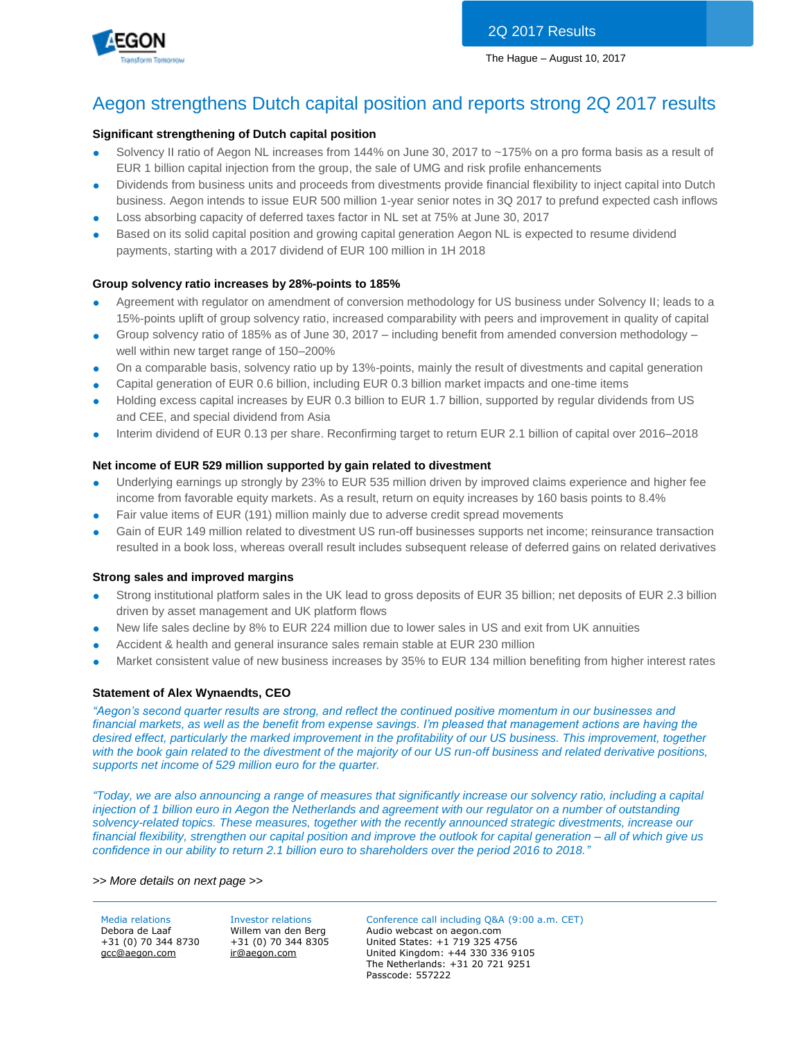2Q 2017 Results

The Hague – August 10, 2017

# Aegon strengthens Dutch capital position and reports strong 2Q 2017 results

### Significant strengthening of Dutch capital position

- Solvency II ratio of Aegon NL increases from 144% on June 30, 2017 to ~175% on a pro forma basis as a result of EUR 1 billion capital injection from the group, the sale of UMG and risk profile enhancements
- Dividends from business units and proceeds from divestments provide financial flexibility to inject capital into Dutch business. Aegon intends to issue EUR 500 million 1-year senior notes in 3Q 2017 to prefund expected cash inflows
- Loss absorbing capacity of deferred taxes factor in NL set at 75% at June 30, 2017
- Based on its solid capital position and growing capital generation Aegon NL is expected to resume dividend payments, starting with a 2017 dividend of EUR 100 million in 1H 2018

### Group solvency ratio increases by 28%-points to 185%

- Agreement with regulator on amendment of conversion methodology for US business under Solvency II; leads to a 15%-points uplift of group solvency ratio, increased comparability with peers and improvement in quality of capital
- Group solvency ratio of 185% as of June 30, 2017 – including benefit from amended conversion methodology – well within new target range of 150–200%
- On a comparable basis, solvency ratio up by 13%-points, mainly the result of divestments and capital generation
- Capital generation of EUR 0.6 billion, including EUR 0.3 billion market impacts and one-time items
- Holding excess capital increases by EUR 0.3 billion to EUR 1.7 billion, supported by regular dividends from US and CEE, and special dividend from Asia
- Interim dividend of EUR 0.13 per share. Reconfirming target to return EUR 2.1 billion of capital over 2016–2018

### Net income of EUR 529 million supported by gain related to divestment

- Underlying earnings up strongly by 23% to EUR 535 million driven by improved claims experience and higher fee income from favorable equity markets. As a result, return on equity increases by 160 basis points to 8.4%
- Fair value items of EUR (191) million mainly due to adverse credit spread movements
- Gain of EUR 149 million related to divestment US run-off businesses supports net income; reinsurance transaction resulted in a book loss, whereas overall result includes subsequent release of deferred gains on related derivatives

### Strong sales and improved margins

- Strong institutional platform sales in the UK lead to gross deposits of EUR 35 billion; net deposits of EUR 2.3 billion driven by asset management and UK platform flows
- New life sales decline by 8% to EUR 224 million due to lower sales in US and exit from UK annuities
- Accident & health and general insurance sales remain stable at EUR 230 million
- Market consistent value of new business increases by 35% to EUR 134 million benefiting from higher interest rates

### Statement of Alex Wynaendts, CEO

*"Aegon's second quarter results are strong, and reflect the continued positive momentum in our businesses and financial markets, as well as the benefit from expense savings. I'm pleased that management actions are having the desired effect, particularly the marked improvement in the profitability of our US business. This improvement, together with the book gain related to the divestment of the majority of our US run-off business and related derivative positions, supports net income of 529 million euro for the quarter.*

*"Today, we are also announcing a range of measures that significantly increase our solvency ratio, including a capital injection of 1 billion euro in Aegon the Netherlands and agreement with our regulator on a number of outstanding solvency-related topics. These measures, together with the recently announced strategic divestments, increase our financial flexibility, strengthen our capital position and improve the outlook for capital generation – all of which give us confidence in our ability to return 2.1 billion euro to shareholders over the period 2016 to 2018."*

*>> More details on next page >>*

**Media relations**
Debora de Laaf
+31 (0) 70 344 8730
gcc@aegon.com

**Investor relations**
Willem van den Berg
+31 (0) 70 344 8305
ir@aegon.com

**Conference call including Q&A (9:00 a.m. CET)**
Audio webcast on aegon.com
United States: +1 719 325 4756
United Kingdom: +44 330 336 9105
The Netherlands: +31 20 721 9251
Passcode: 557222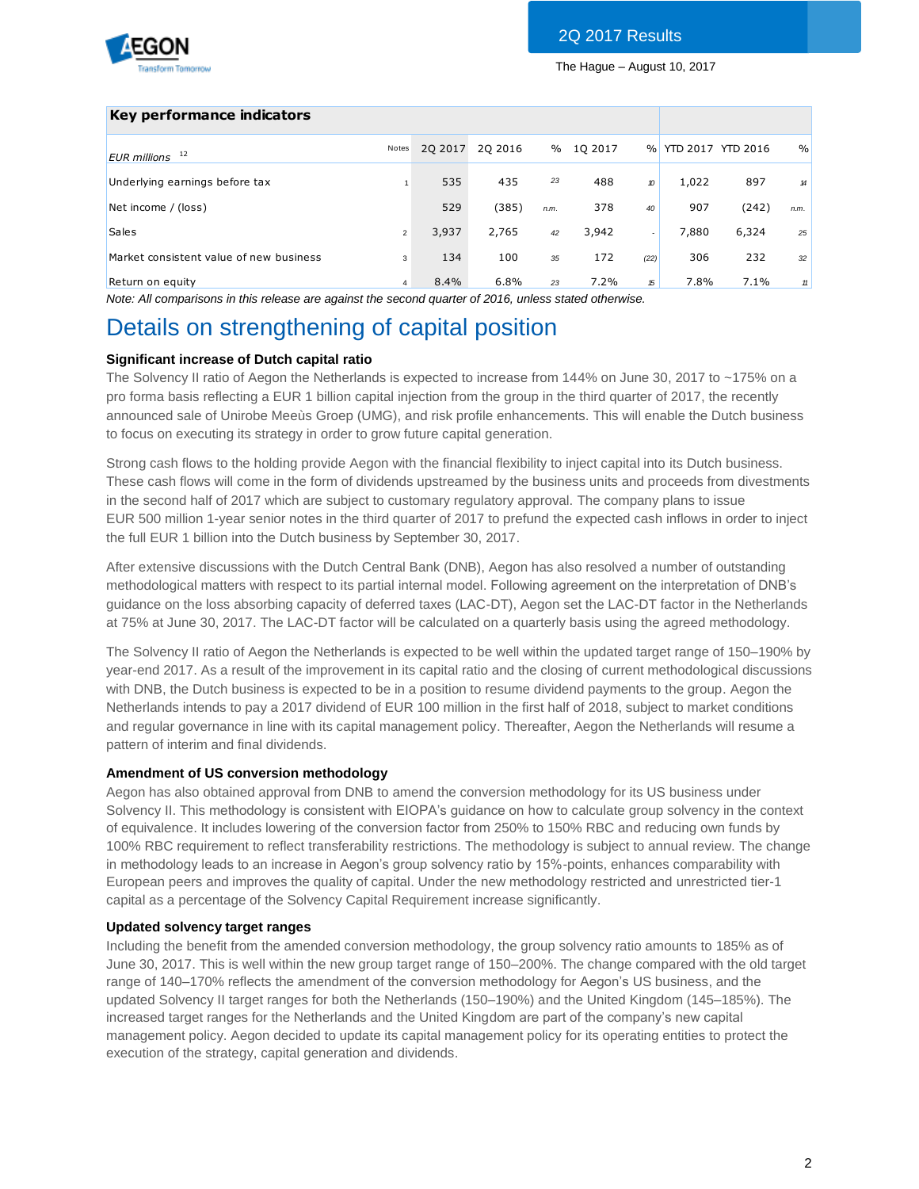## Key performance indicators

| EUR millions [12] | Notes | 2Q 2017 | 2Q 2016 | % | 1Q 2017 | % | YTD 2017 | YTD 2016 | % |
|---|---|---|---|---|---|---|---|---|---|
| Underlying earnings before tax | 1 | 535 | 435 | 23 | 488 | 10 | 1,022 | 897 | 14 |
| Net income / (loss) | | 529 | (385) | n.m. | 378 | 40 | 907 | (242) | n.m. |
| Sales | 2 | 3,937 | 2,765 | 42 | 3,942 | - | 7,880 | 6,324 | 25 |
| Market consistent value of new business | 3 | 134 | 100 | 35 | 172 | (22) | 306 | 232 | 32 |
| Return on equity | 4 | 8.4% | 6.8% | 23 | 7.2% | 15 | 7.8% | 7.1% | 11 |

*Note: All comparisons in this release are against the second quarter of 2016, unless stated otherwise.*

# Details on strengthening of capital position

**Significant increase of Dutch capital ratio**

The Solvency II ratio of Aegon the Netherlands is expected to increase from 144% on June 30, 2017 to ~175% on a pro forma basis reflecting a EUR 1 billion capital injection from the group in the third quarter of 2017, the recently announced sale of Unirobe Meeùs Groep (UMG), and risk profile enhancements. This will enable the Dutch business to focus on executing its strategy in order to grow future capital generation.

Strong cash flows to the holding provide Aegon with the financial flexibility to inject capital into its Dutch business. These cash flows will come in the form of dividends upstreamed by the business units and proceeds from divestments in the second half of 2017 which are subject to customary regulatory approval. The company plans to issue EUR 500 million 1-year senior notes in the third quarter of 2017 to prefund the expected cash inflows in order to inject the full EUR 1 billion into the Dutch business by September 30, 2017.

After extensive discussions with the Dutch Central Bank (DNB), Aegon has also resolved a number of outstanding methodological matters with respect to its partial internal model. Following agreement on the interpretation of DNB's guidance on the loss absorbing capacity of deferred taxes (LAC-DT), Aegon set the LAC-DT factor in the Netherlands at 75% at June 30, 2017. The LAC-DT factor will be calculated on a quarterly basis using the agreed methodology.

The Solvency II ratio of Aegon the Netherlands is expected to be well within the updated target range of 150–190% by year-end 2017. As a result of the improvement in its capital ratio and the closing of current methodological discussions with DNB, the Dutch business is expected to be in a position to resume dividend payments to the group. Aegon the Netherlands intends to pay a 2017 dividend of EUR 100 million in the first half of 2018, subject to market conditions and regular governance in line with its capital management policy. Thereafter, Aegon the Netherlands will resume a pattern of interim and final dividends.

**Amendment of US conversion methodology**

Aegon has also obtained approval from DNB to amend the conversion methodology for its US business under Solvency II. This methodology is consistent with EIOPA's guidance on how to calculate group solvency in the context of equivalence. It includes lowering of the conversion factor from 250% to 150% RBC and reducing own funds by 100% RBC requirement to reflect transferability restrictions. The methodology is subject to annual review. The change in methodology leads to an increase in Aegon's group solvency ratio by 15%-points, enhances comparability with European peers and improves the quality of capital. Under the new methodology restricted and unrestricted tier-1 capital as a percentage of the Solvency Capital Requirement increase significantly.

**Updated solvency target ranges**

Including the benefit from the amended conversion methodology, the group solvency ratio amounts to 185% as of June 30, 2017. This is well within the new group target range of 150–200%. The change compared with the old target range of 140–170% reflects the amendment of the conversion methodology for Aegon's US business, and the updated Solvency II target ranges for both the Netherlands (150–190%) and the United Kingdom (145–185%). The increased target ranges for the Netherlands and the United Kingdom are part of the company's new capital management policy. Aegon decided to update its capital management policy for its operating entities to protect the execution of the strategy, capital generation and dividends.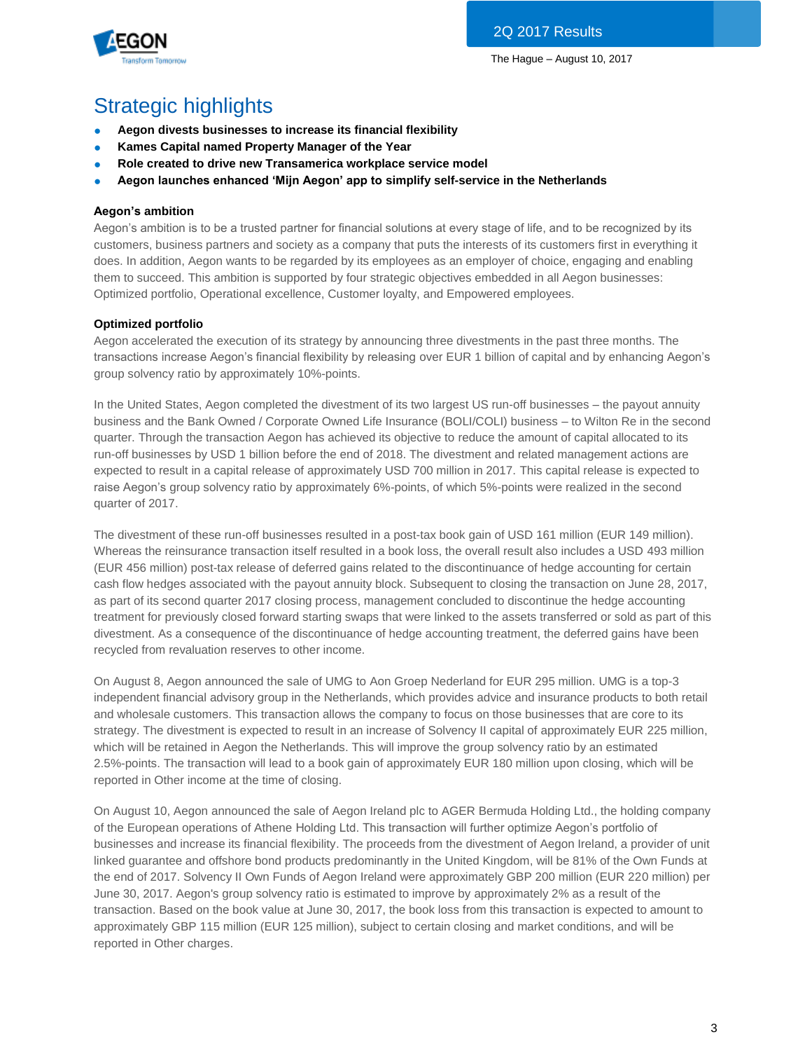# Strategic highlights

- **Aegon divests businesses to increase its financial flexibility**
- **Kames Capital named Property Manager of the Year**
- **Role created to drive new Transamerica workplace service model**
- **Aegon launches enhanced 'Mijn Aegon' app to simplify self-service in the Netherlands**

### Aegon's ambition

Aegon's ambition is to be a trusted partner for financial solutions at every stage of life, and to be recognized by its customers, business partners and society as a company that puts the interests of its customers first in everything it does. In addition, Aegon wants to be regarded by its employees as an employer of choice, engaging and enabling them to succeed. This ambition is supported by four strategic objectives embedded in all Aegon businesses: Optimized portfolio, Operational excellence, Customer loyalty, and Empowered employees.

### Optimized portfolio

Aegon accelerated the execution of its strategy by announcing three divestments in the past three months. The transactions increase Aegon's financial flexibility by releasing over EUR 1 billion of capital and by enhancing Aegon's group solvency ratio by approximately 10%-points.

In the United States, Aegon completed the divestment of its two largest US run-off businesses – the payout annuity business and the Bank Owned / Corporate Owned Life Insurance (BOLI/COLI) business – to Wilton Re in the second quarter. Through the transaction Aegon has achieved its objective to reduce the amount of capital allocated to its run-off businesses by USD 1 billion before the end of 2018. The divestment and related management actions are expected to result in a capital release of approximately USD 700 million in 2017. This capital release is expected to raise Aegon's group solvency ratio by approximately 6%-points, of which 5%-points were realized in the second quarter of 2017.

The divestment of these run-off businesses resulted in a post-tax book gain of USD 161 million (EUR 149 million). Whereas the reinsurance transaction itself resulted in a book loss, the overall result also includes a USD 493 million (EUR 456 million) post-tax release of deferred gains related to the discontinuance of hedge accounting for certain cash flow hedges associated with the payout annuity block. Subsequent to closing the transaction on June 28, 2017, as part of its second quarter 2017 closing process, management concluded to discontinue the hedge accounting treatment for previously closed forward starting swaps that were linked to the assets transferred or sold as part of this divestment. As a consequence of the discontinuance of hedge accounting treatment, the deferred gains have been recycled from revaluation reserves to other income.

On August 8, Aegon announced the sale of UMG to Aon Groep Nederland for EUR 295 million. UMG is a top-3 independent financial advisory group in the Netherlands, which provides advice and insurance products to both retail and wholesale customers. This transaction allows the company to focus on those businesses that are core to its strategy. The divestment is expected to result in an increase of Solvency II capital of approximately EUR 225 million, which will be retained in Aegon the Netherlands. This will improve the group solvency ratio by an estimated 2.5%-points. The transaction will lead to a book gain of approximately EUR 180 million upon closing, which will be reported in Other income at the time of closing.

On August 10, Aegon announced the sale of Aegon Ireland plc to AGER Bermuda Holding Ltd., the holding company of the European operations of Athene Holding Ltd. This transaction will further optimize Aegon's portfolio of businesses and increase its financial flexibility. The proceeds from the divestment of Aegon Ireland, a provider of unit linked guarantee and offshore bond products predominantly in the United Kingdom, will be 81% of the Own Funds at the end of 2017. Solvency II Own Funds of Aegon Ireland were approximately GBP 200 million (EUR 220 million) per June 30, 2017. Aegon's group solvency ratio is estimated to improve by approximately 2% as a result of the transaction. Based on the book value at June 30, 2017, the book loss from this transaction is expected to amount to approximately GBP 115 million (EUR 125 million), subject to certain closing and market conditions, and will be reported in Other charges.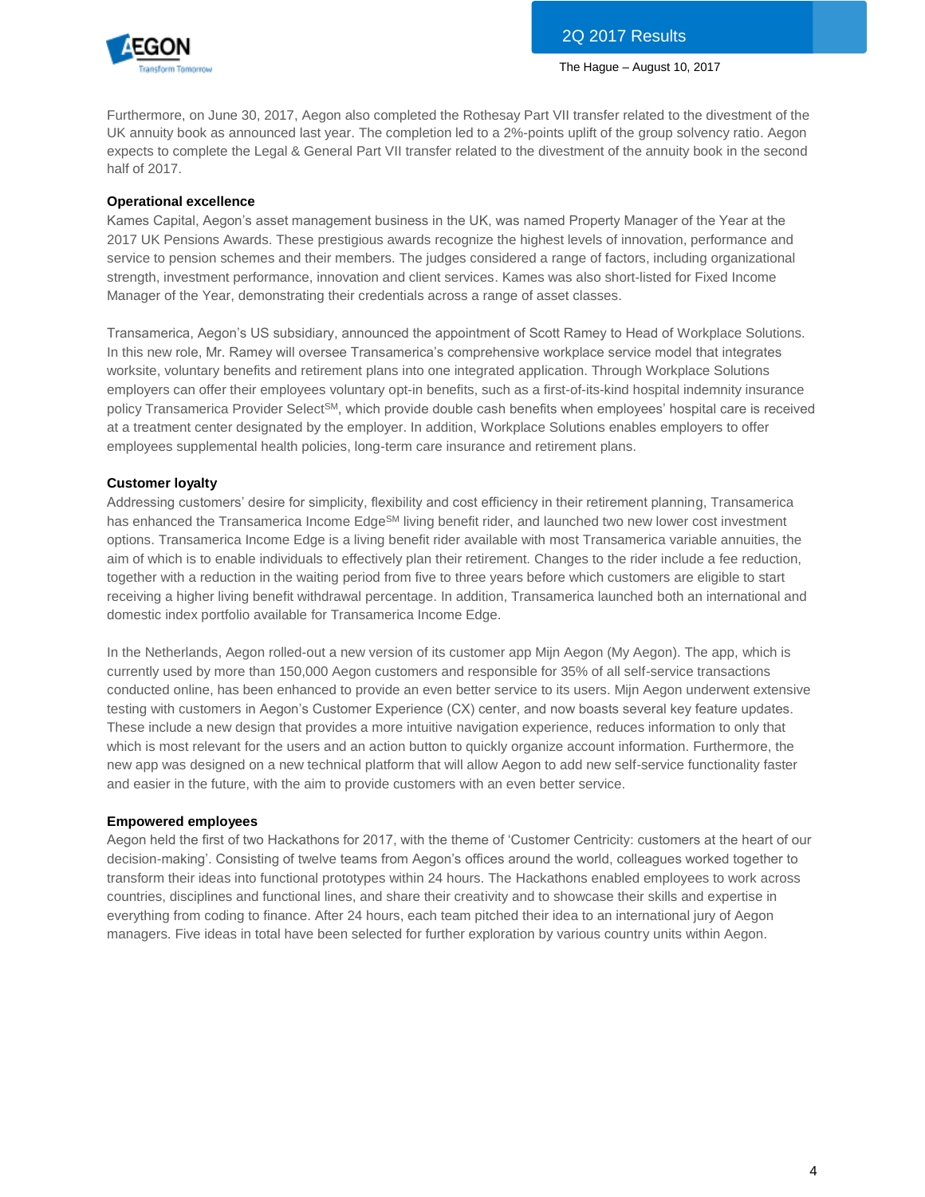Furthermore, on June 30, 2017, Aegon also completed the Rothesay Part VII transfer related to the divestment of the UK annuity book as announced last year. The completion led to a 2%-points uplift of the group solvency ratio. Aegon expects to complete the Legal & General Part VII transfer related to the divestment of the annuity book in the second half of 2017.

**Operational excellence**

Kames Capital, Aegon's asset management business in the UK, was named Property Manager of the Year at the 2017 UK Pensions Awards. These prestigious awards recognize the highest levels of innovation, performance and service to pension schemes and their members. The judges considered a range of factors, including organizational strength, investment performance, innovation and client services. Kames was also short-listed for Fixed Income Manager of the Year, demonstrating their credentials across a range of asset classes.

Transamerica, Aegon's US subsidiary, announced the appointment of Scott Ramey to Head of Workplace Solutions. In this new role, Mr. Ramey will oversee Transamerica's comprehensive workplace service model that integrates worksite, voluntary benefits and retirement plans into one integrated application. Through Workplace Solutions employers can offer their employees voluntary opt-in benefits, such as a first-of-its-kind hospital indemnity insurance policy Transamerica Provider Select[SM], which provide double cash benefits when employees' hospital care is received at a treatment center designated by the employer. In addition, Workplace Solutions enables employers to offer employees supplemental health policies, long-term care insurance and retirement plans.

**Customer loyalty**

Addressing customers' desire for simplicity, flexibility and cost efficiency in their retirement planning, Transamerica has enhanced the Transamerica Income Edge[SM] living benefit rider, and launched two new lower cost investment options. Transamerica Income Edge is a living benefit rider available with most Transamerica variable annuities, the aim of which is to enable individuals to effectively plan their retirement. Changes to the rider include a fee reduction, together with a reduction in the waiting period from five to three years before which customers are eligible to start receiving a higher living benefit withdrawal percentage. In addition, Transamerica launched both an international and domestic index portfolio available for Transamerica Income Edge.

In the Netherlands, Aegon rolled-out a new version of its customer app Mijn Aegon (My Aegon). The app, which is currently used by more than 150,000 Aegon customers and responsible for 35% of all self-service transactions conducted online, has been enhanced to provide an even better service to its users. Mijn Aegon underwent extensive testing with customers in Aegon's Customer Experience (CX) center, and now boasts several key feature updates. These include a new design that provides a more intuitive navigation experience, reduces information to only that which is most relevant for the users and an action button to quickly organize account information. Furthermore, the new app was designed on a new technical platform that will allow Aegon to add new self-service functionality faster and easier in the future, with the aim to provide customers with an even better service.

**Empowered employees**

Aegon held the first of two Hackathons for 2017, with the theme of 'Customer Centricity: customers at the heart of our decision-making'. Consisting of twelve teams from Aegon's offices around the world, colleagues worked together to transform their ideas into functional prototypes within 24 hours. The Hackathons enabled employees to work across countries, disciplines and functional lines, and share their creativity and to showcase their skills and expertise in everything from coding to finance. After 24 hours, each team pitched their idea to an international jury of Aegon managers. Five ideas in total have been selected for further exploration by various country units within Aegon.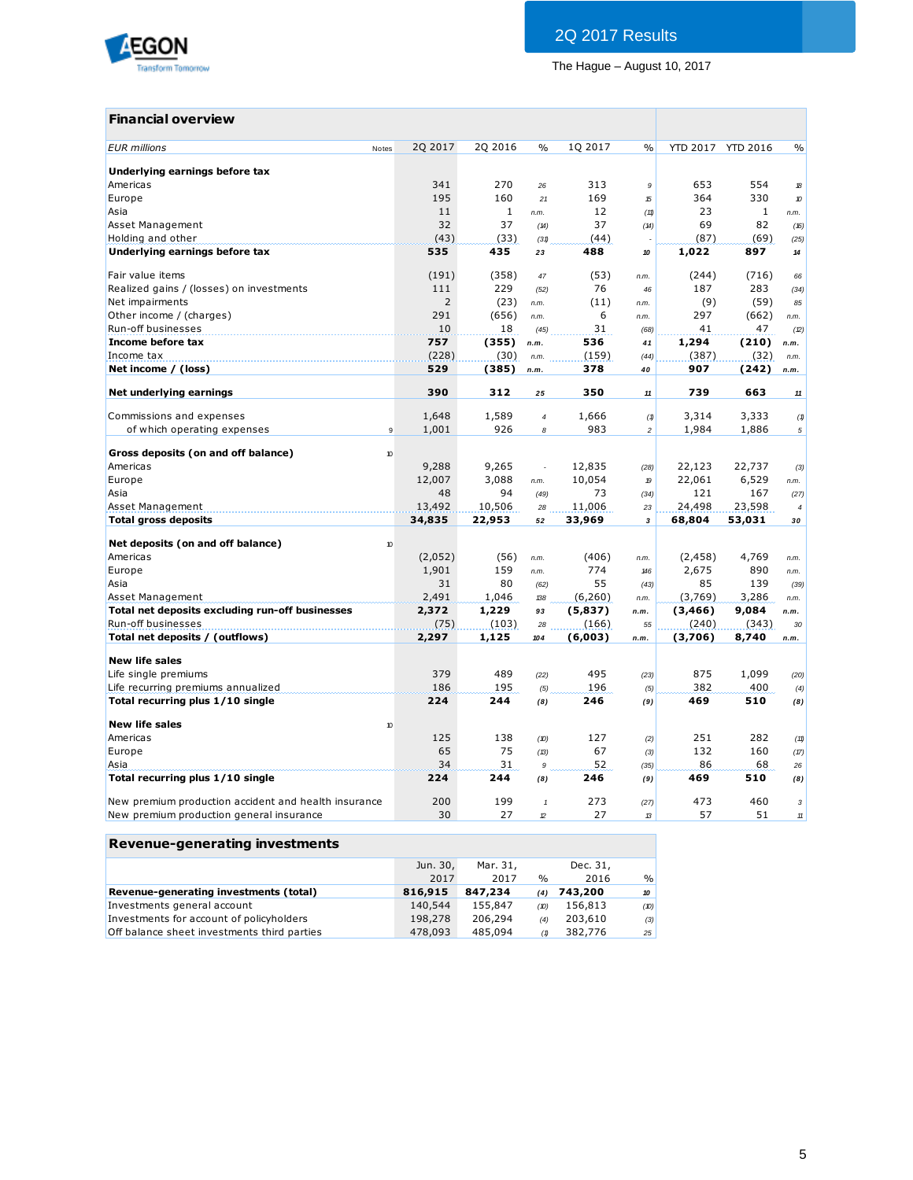## Financial overview

| EUR millions | Notes | 2Q 2017 | 2Q 2016 | % | 1Q 2017 | % | YTD 2017 | YTD 2016 | % |
|---|---|---|---|---|---|---|---|---|---|
| **Underlying earnings before tax** | | | | | | | | | |
| Americas | | 341 | 270 | 26 | 313 | 9 | 653 | 554 | 18 |
| Europe | | 195 | 160 | 21 | 169 | 15 | 364 | 330 | 10 |
| Asia | | 11 | 1 | n.m. | 12 | (11) | 23 | 1 | n.m. |
| Asset Management | | 32 | 37 | (14) | 37 | (14) | 69 | 82 | (16) |
| Holding and other | | (43) | (33) | (31) | (44) | - | (87) | (69) | (25) |
| **Underlying earnings before tax** | | **535** | **435** | **23** | **488** | **10** | **1,022** | **897** | **14** |
| | | | | | | | | | |
| Fair value items | | (191) | (358) | 47 | (53) | n.m. | (244) | (716) | 66 |
| Realized gains / (losses) on investments | | 111 | 229 | (52) | 76 | 46 | 187 | 283 | (34) |
| Net impairments | | 2 | (23) | n.m. | (11) | n.m. | (9) | (59) | 85 |
| Other income / (charges) | | 291 | (656) | n.m. | 6 | n.m. | 297 | (662) | n.m. |
| Run-off businesses | | 10 | 18 | (45) | 31 | (68) | 41 | 47 | (12) |
| **Income before tax** | | **757** | **(355)** | **n.m.** | **536** | **41** | **1,294** | **(210)** | **n.m.** |
| Income tax | | (228) | (30) | n.m. | (159) | (44) | (387) | (32) | n.m. |
| **Net income / (loss)** | | **529** | **(385)** | **n.m.** | **378** | **40** | **907** | **(242)** | **n.m.** |
| | | | | | | | | | |
| **Net underlying earnings** | | **390** | **312** | **25** | **350** | **11** | **739** | **663** | **11** |
| | | | | | | | | | |
| Commissions and expenses | | 1,648 | 1,589 | 4 | 1,666 | (1) | 3,314 | 3,333 | (1) |
| of which operating expenses | 9 | 1,001 | 926 | 8 | 983 | 2 | 1,984 | 1,886 | 5 |
| | | | | | | | | | |
| **Gross deposits (on and off balance)** | 10 | | | | | | | | |
| Americas | | 9,288 | 9,265 | - | 12,835 | (28) | 22,123 | 22,737 | (3) |
| Europe | | 12,007 | 3,088 | n.m. | 10,054 | 19 | 22,061 | 6,529 | n.m. |
| Asia | | 48 | 94 | (49) | 73 | (34) | 121 | 167 | (27) |
| Asset Management | | 13,492 | 10,506 | 28 | 11,006 | 23 | 24,498 | 23,598 | 4 |
| **Total gross deposits** | | **34,835** | **22,953** | **52** | **33,969** | **3** | **68,804** | **53,031** | **30** |
| | | | | | | | | | |
| **Net deposits (on and off balance)** | 10 | | | | | | | | |
| Americas | | (2,052) | (56) | n.m. | (406) | n.m. | (2,458) | 4,769 | n.m. |
| Europe | | 1,901 | 159 | n.m. | 774 | 146 | 2,675 | 890 | n.m. |
| Asia | | 31 | 80 | (62) | 55 | (43) | 85 | 139 | (39) |
| Asset Management | | 2,491 | 1,046 | 138 | (6,260) | n.m. | (3,769) | 3,286 | n.m. |
| **Total net deposits excluding run-off businesses** | | **2,372** | **1,229** | **93** | **(5,837)** | **n.m.** | **(3,466)** | **9,084** | **n.m.** |
| Run-off businesses | | (75) | (103) | 28 | (166) | 55 | (240) | (343) | 30 |
| **Total net deposits / (outflows)** | | **2,297** | **1,125** | **104** | **(6,003)** | **n.m.** | **(3,706)** | **8,740** | **n.m.** |
| | | | | | | | | | |
| **New life sales** | | | | | | | | | |
| Life single premiums | | 379 | 489 | (22) | 495 | (23) | 875 | 1,099 | (20) |
| Life recurring premiums annualized | | 186 | 195 | (5) | 196 | (5) | 382 | 400 | (4) |
| **Total recurring plus 1/10 single** | | **224** | **244** | **(8)** | **246** | **(9)** | **469** | **510** | **(8)** |
| | | | | | | | | | |
| **New life sales** | 10 | | | | | | | | |
| Americas | | 125 | 138 | (10) | 127 | (2) | 251 | 282 | (11) |
| Europe | | 65 | 75 | (13) | 67 | (3) | 132 | 160 | (17) |
| Asia | | 34 | 31 | 9 | 52 | (35) | 86 | 68 | 26 |
| **Total recurring plus 1/10 single** | | **224** | **244** | **(8)** | **246** | **(9)** | **469** | **510** | **(8)** |
| | | | | | | | | | |
| New premium production accident and health insurance | | 200 | 199 | 1 | 273 | (27) | 473 | 460 | 3 |
| New premium production general insurance | | 30 | 27 | 12 | 27 | 13 | 57 | 51 | 11 |

## Revenue-generating investments

| | Jun. 30, 2017 | Mar. 31, 2017 | % | Dec. 31, 2016 | % |
|---|---|---|---|---|---|
| **Revenue-generating investments (total)** | **816,915** | **847,234** | **(4)** | **743,200** | **10** |
| Investments general account | 140,544 | 155,847 | (10) | 156,813 | (10) |
| Investments for account of policyholders | 198,278 | 206,294 | (4) | 203,610 | (3) |
| Off balance sheet investments third parties | 478,093 | 485,094 | (1) | 382,776 | 25 |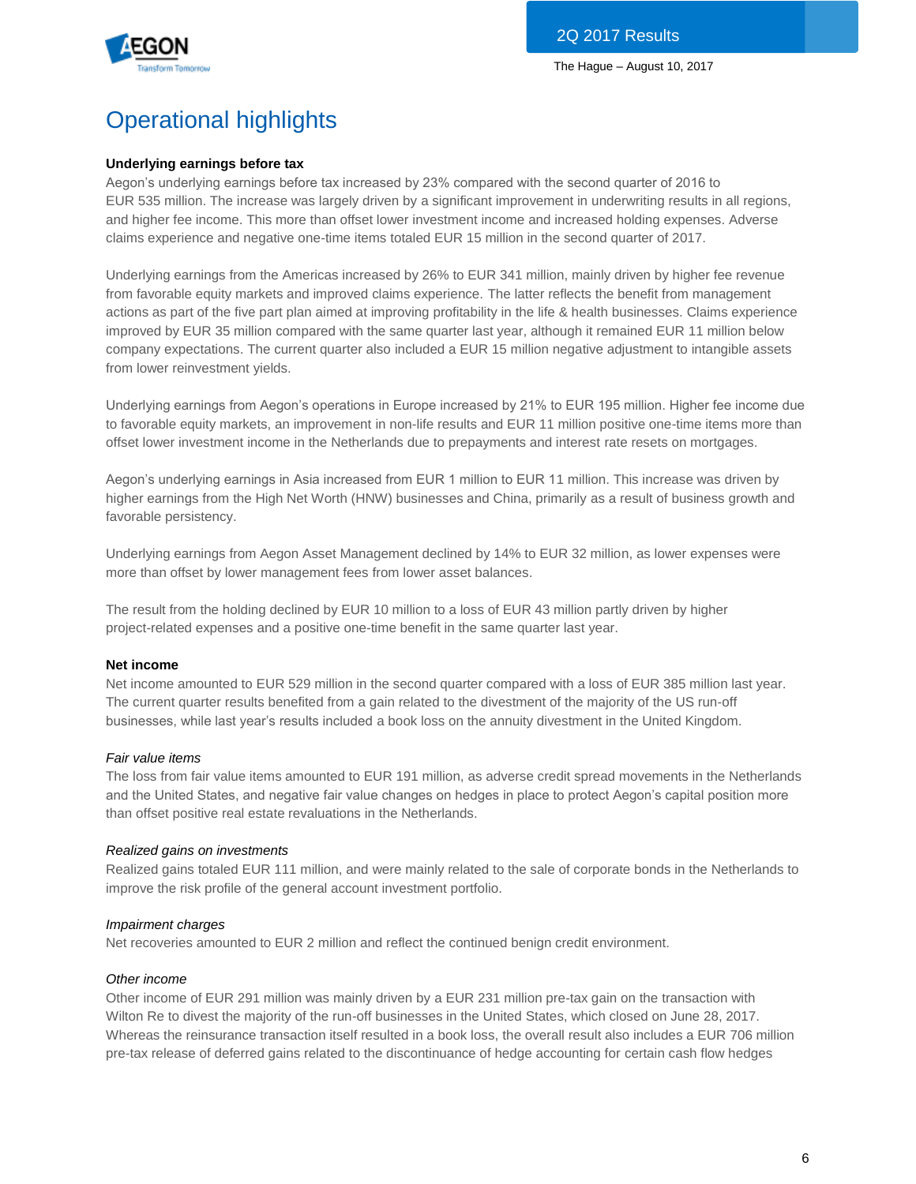# Operational highlights

**Underlying earnings before tax**

Aegon's underlying earnings before tax increased by 23% compared with the second quarter of 2016 to EUR 535 million. The increase was largely driven by a significant improvement in underwriting results in all regions, and higher fee income. This more than offset lower investment income and increased holding expenses. Adverse claims experience and negative one-time items totaled EUR 15 million in the second quarter of 2017.

Underlying earnings from the Americas increased by 26% to EUR 341 million, mainly driven by higher fee revenue from favorable equity markets and improved claims experience. The latter reflects the benefit from management actions as part of the five part plan aimed at improving profitability in the life & health businesses. Claims experience improved by EUR 35 million compared with the same quarter last year, although it remained EUR 11 million below company expectations. The current quarter also included a EUR 15 million negative adjustment to intangible assets from lower reinvestment yields.

Underlying earnings from Aegon's operations in Europe increased by 21% to EUR 195 million. Higher fee income due to favorable equity markets, an improvement in non-life results and EUR 11 million positive one-time items more than offset lower investment income in the Netherlands due to prepayments and interest rate resets on mortgages.

Aegon's underlying earnings in Asia increased from EUR 1 million to EUR 11 million. This increase was driven by higher earnings from the High Net Worth (HNW) businesses and China, primarily as a result of business growth and favorable persistency.

Underlying earnings from Aegon Asset Management declined by 14% to EUR 32 million, as lower expenses were more than offset by lower management fees from lower asset balances.

The result from the holding declined by EUR 10 million to a loss of EUR 43 million partly driven by higher project-related expenses and a positive one-time benefit in the same quarter last year.

**Net income**

Net income amounted to EUR 529 million in the second quarter compared with a loss of EUR 385 million last year. The current quarter results benefited from a gain related to the divestment of the majority of the US run-off businesses, while last year's results included a book loss on the annuity divestment in the United Kingdom.

*Fair value items*

The loss from fair value items amounted to EUR 191 million, as adverse credit spread movements in the Netherlands and the United States, and negative fair value changes on hedges in place to protect Aegon's capital position more than offset positive real estate revaluations in the Netherlands.

*Realized gains on investments*

Realized gains totaled EUR 111 million, and were mainly related to the sale of corporate bonds in the Netherlands to improve the risk profile of the general account investment portfolio.

*Impairment charges*

Net recoveries amounted to EUR 2 million and reflect the continued benign credit environment.

*Other income*

Other income of EUR 291 million was mainly driven by a EUR 231 million pre-tax gain on the transaction with Wilton Re to divest the majority of the run-off businesses in the United States, which closed on June 28, 2017. Whereas the reinsurance transaction itself resulted in a book loss, the overall result also includes a EUR 706 million pre-tax release of deferred gains related to the discontinuance of hedge accounting for certain cash flow hedges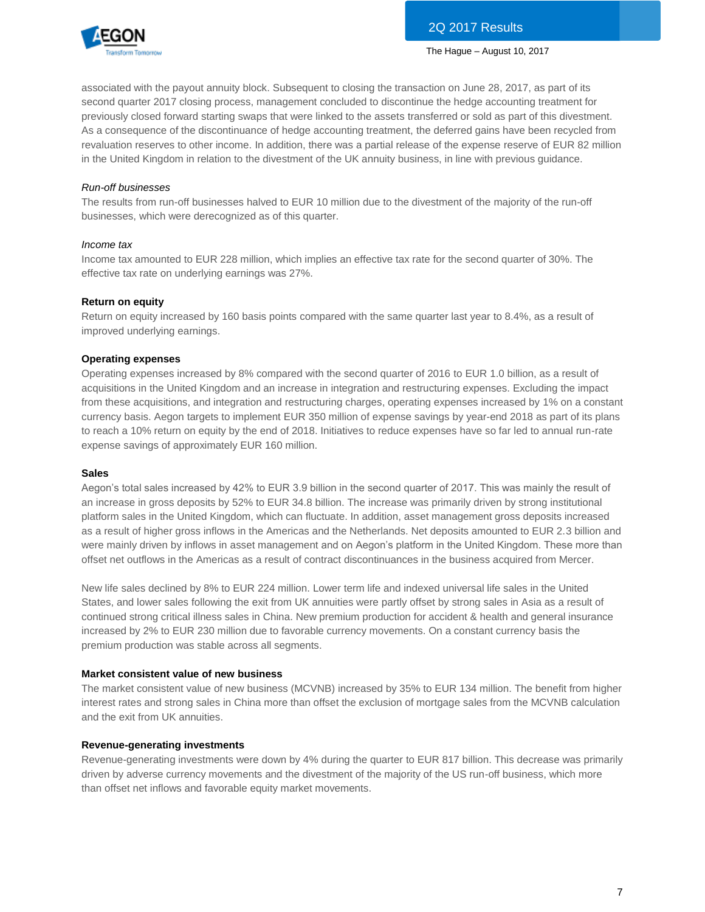associated with the payout annuity block. Subsequent to closing the transaction on June 28, 2017, as part of its second quarter 2017 closing process, management concluded to discontinue the hedge accounting treatment for previously closed forward starting swaps that were linked to the assets transferred or sold as part of this divestment. As a consequence of the discontinuance of hedge accounting treatment, the deferred gains have been recycled from revaluation reserves to other income. In addition, there was a partial release of the expense reserve of EUR 82 million in the United Kingdom in relation to the divestment of the UK annuity business, in line with previous guidance.

*Run-off businesses*

The results from run-off businesses halved to EUR 10 million due to the divestment of the majority of the run-off businesses, which were derecognized as of this quarter.

*Income tax*

Income tax amounted to EUR 228 million, which implies an effective tax rate for the second quarter of 30%. The effective tax rate on underlying earnings was 27%.

**Return on equity**

Return on equity increased by 160 basis points compared with the same quarter last year to 8.4%, as a result of improved underlying earnings.

**Operating expenses**

Operating expenses increased by 8% compared with the second quarter of 2016 to EUR 1.0 billion, as a result of acquisitions in the United Kingdom and an increase in integration and restructuring expenses. Excluding the impact from these acquisitions, and integration and restructuring charges, operating expenses increased by 1% on a constant currency basis. Aegon targets to implement EUR 350 million of expense savings by year-end 2018 as part of its plans to reach a 10% return on equity by the end of 2018. Initiatives to reduce expenses have so far led to annual run-rate expense savings of approximately EUR 160 million.

**Sales**

Aegon's total sales increased by 42% to EUR 3.9 billion in the second quarter of 2017. This was mainly the result of an increase in gross deposits by 52% to EUR 34.8 billion. The increase was primarily driven by strong institutional platform sales in the United Kingdom, which can fluctuate. In addition, asset management gross deposits increased as a result of higher gross inflows in the Americas and the Netherlands. Net deposits amounted to EUR 2.3 billion and were mainly driven by inflows in asset management and on Aegon's platform in the United Kingdom. These more than offset net outflows in the Americas as a result of contract discontinuances in the business acquired from Mercer.

New life sales declined by 8% to EUR 224 million. Lower term life and indexed universal life sales in the United States, and lower sales following the exit from UK annuities were partly offset by strong sales in Asia as a result of continued strong critical illness sales in China. New premium production for accident & health and general insurance increased by 2% to EUR 230 million due to favorable currency movements. On a constant currency basis the premium production was stable across all segments.

**Market consistent value of new business**

The market consistent value of new business (MCVNB) increased by 35% to EUR 134 million. The benefit from higher interest rates and strong sales in China more than offset the exclusion of mortgage sales from the MCVNB calculation and the exit from UK annuities.

**Revenue-generating investments**

Revenue-generating investments were down by 4% during the quarter to EUR 817 billion. This decrease was primarily driven by adverse currency movements and the divestment of the majority of the US run-off business, which more than offset net inflows and favorable equity market movements.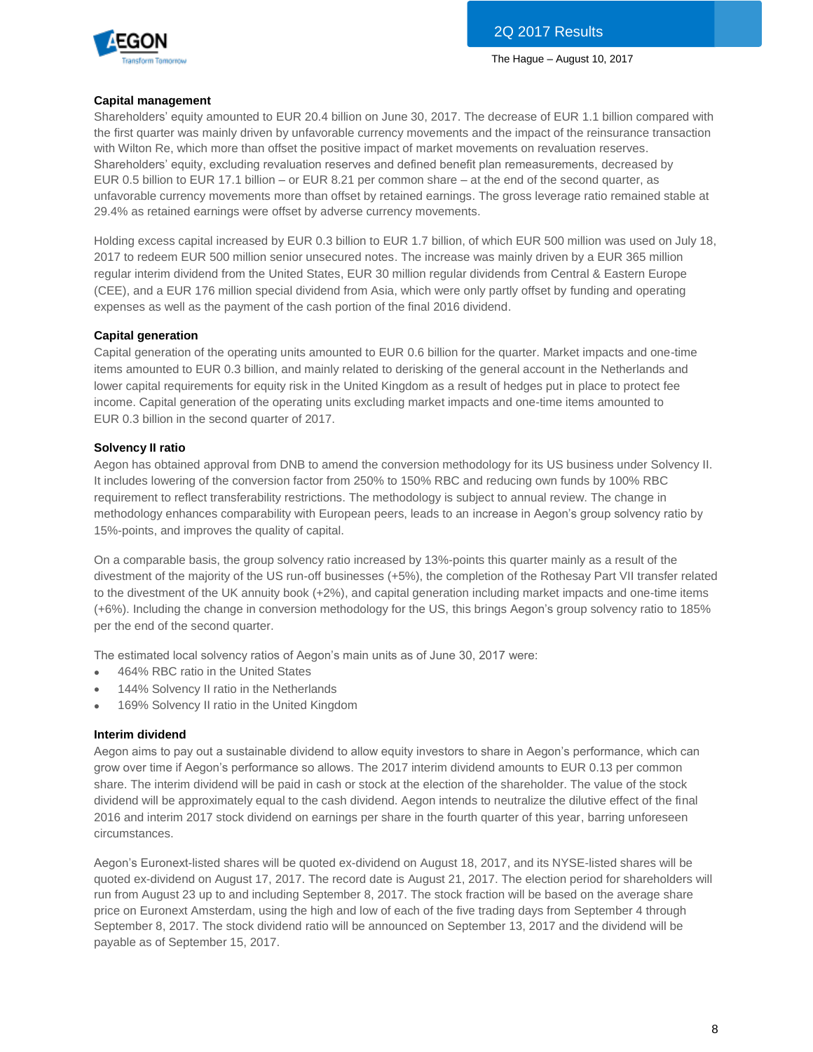**Capital management**

Shareholders' equity amounted to EUR 20.4 billion on June 30, 2017. The decrease of EUR 1.1 billion compared with the first quarter was mainly driven by unfavorable currency movements and the impact of the reinsurance transaction with Wilton Re, which more than offset the positive impact of market movements on revaluation reserves. Shareholders' equity, excluding revaluation reserves and defined benefit plan remeasurements, decreased by EUR 0.5 billion to EUR 17.1 billion – or EUR 8.21 per common share – at the end of the second quarter, as unfavorable currency movements more than offset by retained earnings. The gross leverage ratio remained stable at 29.4% as retained earnings were offset by adverse currency movements.

Holding excess capital increased by EUR 0.3 billion to EUR 1.7 billion, of which EUR 500 million was used on July 18, 2017 to redeem EUR 500 million senior unsecured notes. The increase was mainly driven by a EUR 365 million regular interim dividend from the United States, EUR 30 million regular dividends from Central & Eastern Europe (CEE), and a EUR 176 million special dividend from Asia, which were only partly offset by funding and operating expenses as well as the payment of the cash portion of the final 2016 dividend.

**Capital generation**

Capital generation of the operating units amounted to EUR 0.6 billion for the quarter. Market impacts and one-time items amounted to EUR 0.3 billion, and mainly related to derisking of the general account in the Netherlands and lower capital requirements for equity risk in the United Kingdom as a result of hedges put in place to protect fee income. Capital generation of the operating units excluding market impacts and one-time items amounted to EUR 0.3 billion in the second quarter of 2017.

**Solvency II ratio**

Aegon has obtained approval from DNB to amend the conversion methodology for its US business under Solvency II. It includes lowering of the conversion factor from 250% to 150% RBC and reducing own funds by 100% RBC requirement to reflect transferability restrictions. The methodology is subject to annual review. The change in methodology enhances comparability with European peers, leads to an increase in Aegon's group solvency ratio by 15%-points, and improves the quality of capital.

On a comparable basis, the group solvency ratio increased by 13%-points this quarter mainly as a result of the divestment of the majority of the US run-off businesses (+5%), the completion of the Rothesay Part VII transfer related to the divestment of the UK annuity book (+2%), and capital generation including market impacts and one-time items (+6%). Including the change in conversion methodology for the US, this brings Aegon's group solvency ratio to 185% per the end of the second quarter.

The estimated local solvency ratios of Aegon's main units as of June 30, 2017 were:

- 464% RBC ratio in the United States
- 144% Solvency II ratio in the Netherlands
- 169% Solvency II ratio in the United Kingdom

**Interim dividend**

Aegon aims to pay out a sustainable dividend to allow equity investors to share in Aegon's performance, which can grow over time if Aegon's performance so allows. The 2017 interim dividend amounts to EUR 0.13 per common share. The interim dividend will be paid in cash or stock at the election of the shareholder. The value of the stock dividend will be approximately equal to the cash dividend. Aegon intends to neutralize the dilutive effect of the final 2016 and interim 2017 stock dividend on earnings per share in the fourth quarter of this year, barring unforeseen circumstances.

Aegon's Euronext-listed shares will be quoted ex-dividend on August 18, 2017, and its NYSE-listed shares will be quoted ex-dividend on August 17, 2017. The record date is August 21, 2017. The election period for shareholders will run from August 23 up to and including September 8, 2017. The stock fraction will be based on the average share price on Euronext Amsterdam, using the high and low of each of the five trading days from September 4 through September 8, 2017. The stock dividend ratio will be announced on September 13, 2017 and the dividend will be payable as of September 15, 2017.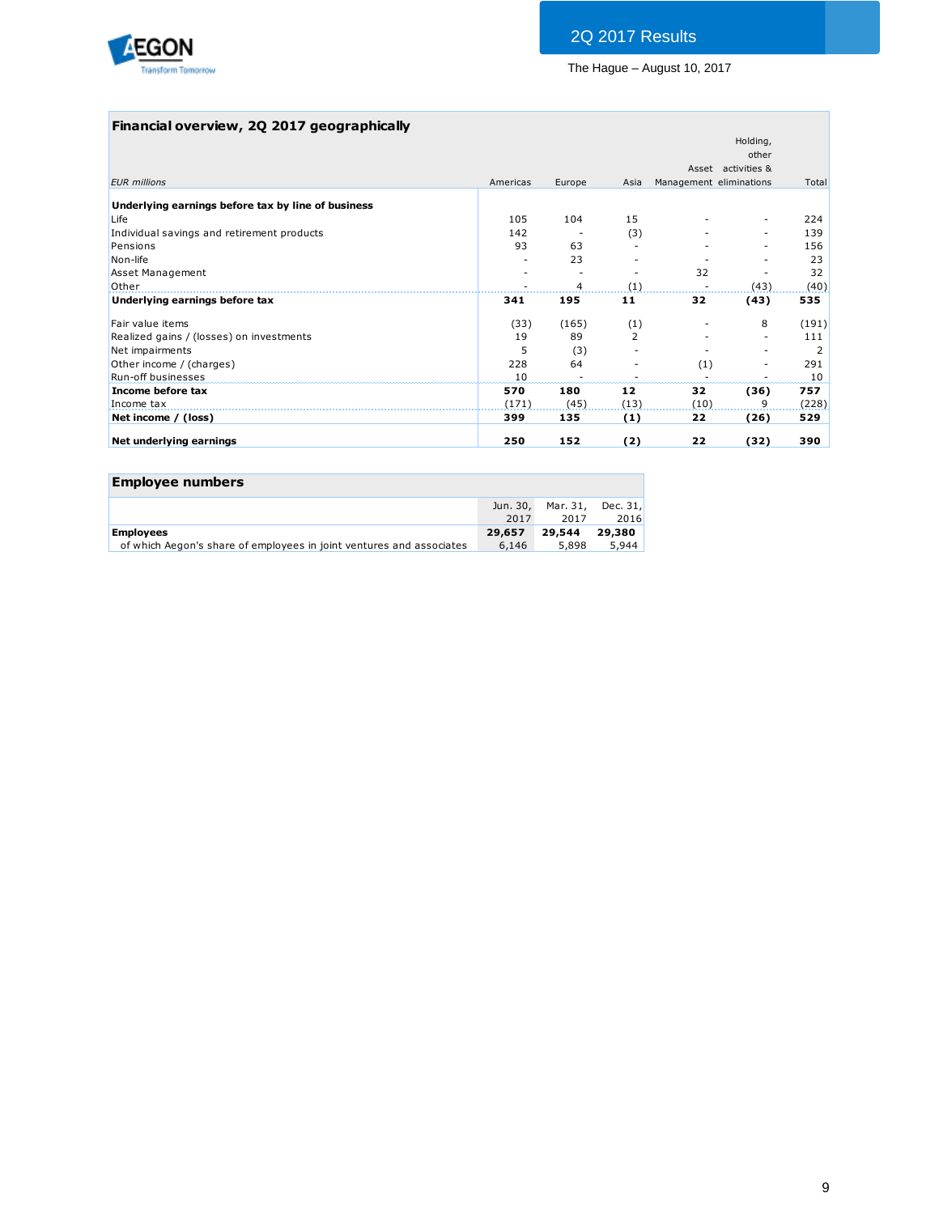## Financial overview, 2Q 2017 geographically

| *EUR millions* | Americas | Europe | Asia | Asset Management | Holding, other activities & eliminations | Total |
|---|---|---|---|---|---|---|
| **Underlying earnings before tax by line of business** | | | | | | |
| Life | 105 | 104 | 15 | - | - | 224 |
| Individual savings and retirement products | 142 | - | (3) | - | - | 139 |
| Pensions | 93 | 63 | - | - | - | 156 |
| Non-life | - | 23 | - | - | - | 23 |
| Asset Management | - | - | - | 32 | - | 32 |
| Other | - | 4 | (1) | - | (43) | (40) |
| **Underlying earnings before tax** | **341** | **195** | **11** | **32** | **(43)** | **535** |
| | | | | | | |
| Fair value items | (33) | (165) | (1) | - | 8 | (191) |
| Realized gains / (losses) on investments | 19 | 89 | 2 | - | - | 111 |
| Net impairments | 5 | (3) | - | - | - | 2 |
| Other income / (charges) | 228 | 64 | - | (1) | - | 291 |
| Run-off businesses | 10 | - | - | - | - | 10 |
| **Income before tax** | **570** | **180** | **12** | **32** | **(36)** | **757** |
| Income tax | (171) | (45) | (13) | (10) | 9 | (228) |
| **Net income / (loss)** | **399** | **135** | **(1)** | **22** | **(26)** | **529** |
| | | | | | | |
| **Net underlying earnings** | **250** | **152** | **(2)** | **22** | **(32)** | **390** |

## Employee numbers

| | Jun. 30, 2017 | Mar. 31, 2017 | Dec. 31, 2016 |
|---|---|---|---|
| **Employees** | **29,657** | **29,544** | **29,380** |
| of which Aegon's share of employees in joint ventures and associates | 6,146 | 5,898 | 5,944 |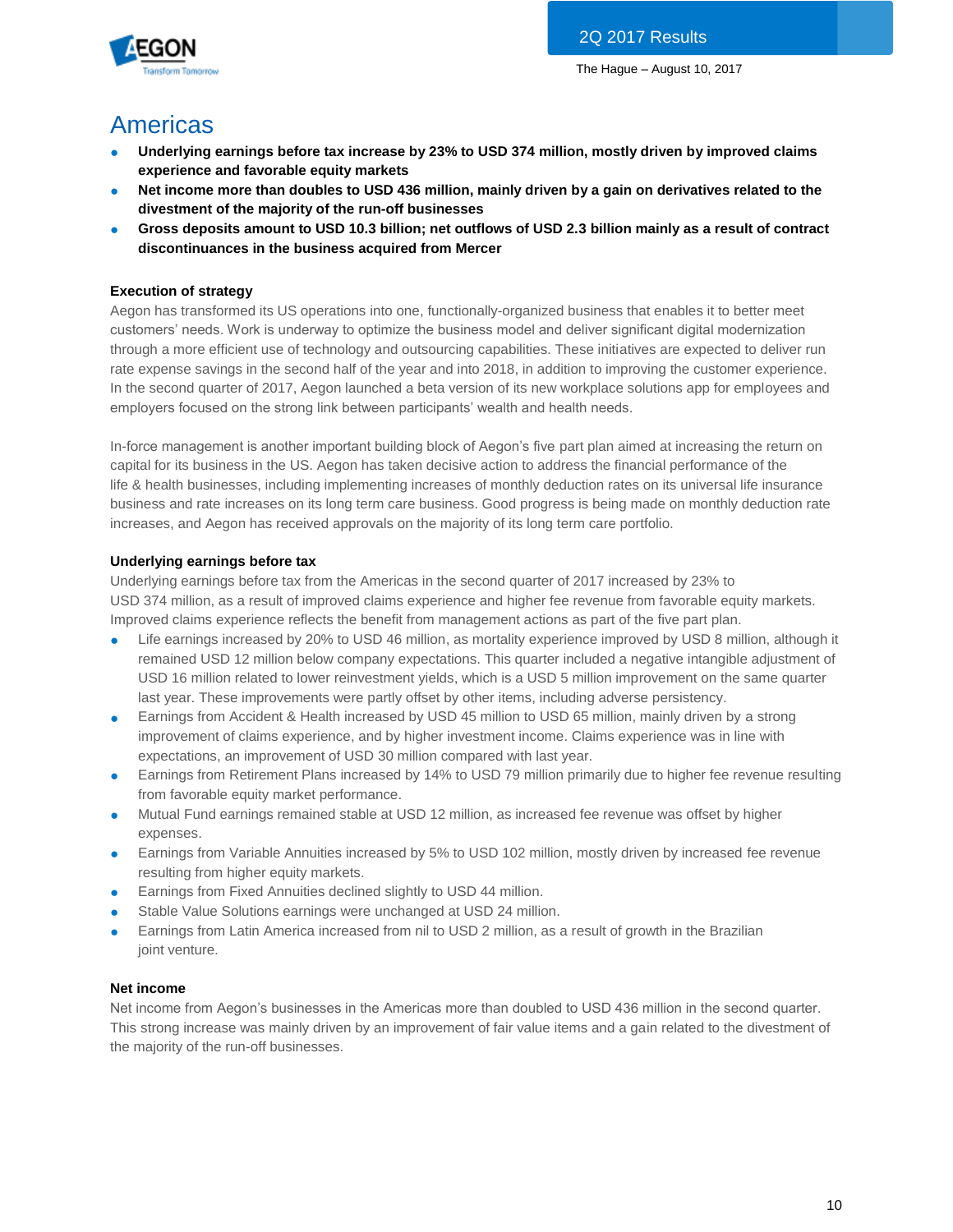# Americas

- **Underlying earnings before tax increase by 23% to USD 374 million, mostly driven by improved claims experience and favorable equity markets**
- **Net income more than doubles to USD 436 million, mainly driven by a gain on derivatives related to the divestment of the majority of the run-off businesses**
- **Gross deposits amount to USD 10.3 billion; net outflows of USD 2.3 billion mainly as a result of contract discontinuances in the business acquired from Mercer**

### Execution of strategy

Aegon has transformed its US operations into one, functionally-organized business that enables it to better meet customers' needs. Work is underway to optimize the business model and deliver significant digital modernization through a more efficient use of technology and outsourcing capabilities. These initiatives are expected to deliver run rate expense savings in the second half of the year and into 2018, in addition to improving the customer experience. In the second quarter of 2017, Aegon launched a beta version of its new workplace solutions app for employees and employers focused on the strong link between participants' wealth and health needs.

In-force management is another important building block of Aegon's five part plan aimed at increasing the return on capital for its business in the US. Aegon has taken decisive action to address the financial performance of the life & health businesses, including implementing increases of monthly deduction rates on its universal life insurance business and rate increases on its long term care business. Good progress is being made on monthly deduction rate increases, and Aegon has received approvals on the majority of its long term care portfolio.

### Underlying earnings before tax

Underlying earnings before tax from the Americas in the second quarter of 2017 increased by 23% to USD 374 million, as a result of improved claims experience and higher fee revenue from favorable equity markets. Improved claims experience reflects the benefit from management actions as part of the five part plan.

- Life earnings increased by 20% to USD 46 million, as mortality experience improved by USD 8 million, although it remained USD 12 million below company expectations. This quarter included a negative intangible adjustment of USD 16 million related to lower reinvestment yields, which is a USD 5 million improvement on the same quarter last year. These improvements were partly offset by other items, including adverse persistency.
- Earnings from Accident & Health increased by USD 45 million to USD 65 million, mainly driven by a strong improvement of claims experience, and by higher investment income. Claims experience was in line with expectations, an improvement of USD 30 million compared with last year.
- Earnings from Retirement Plans increased by 14% to USD 79 million primarily due to higher fee revenue resulting from favorable equity market performance.
- Mutual Fund earnings remained stable at USD 12 million, as increased fee revenue was offset by higher expenses.
- Earnings from Variable Annuities increased by 5% to USD 102 million, mostly driven by increased fee revenue resulting from higher equity markets.
- Earnings from Fixed Annuities declined slightly to USD 44 million.
- Stable Value Solutions earnings were unchanged at USD 24 million.
- Earnings from Latin America increased from nil to USD 2 million, as a result of growth in the Brazilian joint venture.

### Net income

Net income from Aegon's businesses in the Americas more than doubled to USD 436 million in the second quarter. This strong increase was mainly driven by an improvement of fair value items and a gain related to the divestment of the majority of the run-off businesses.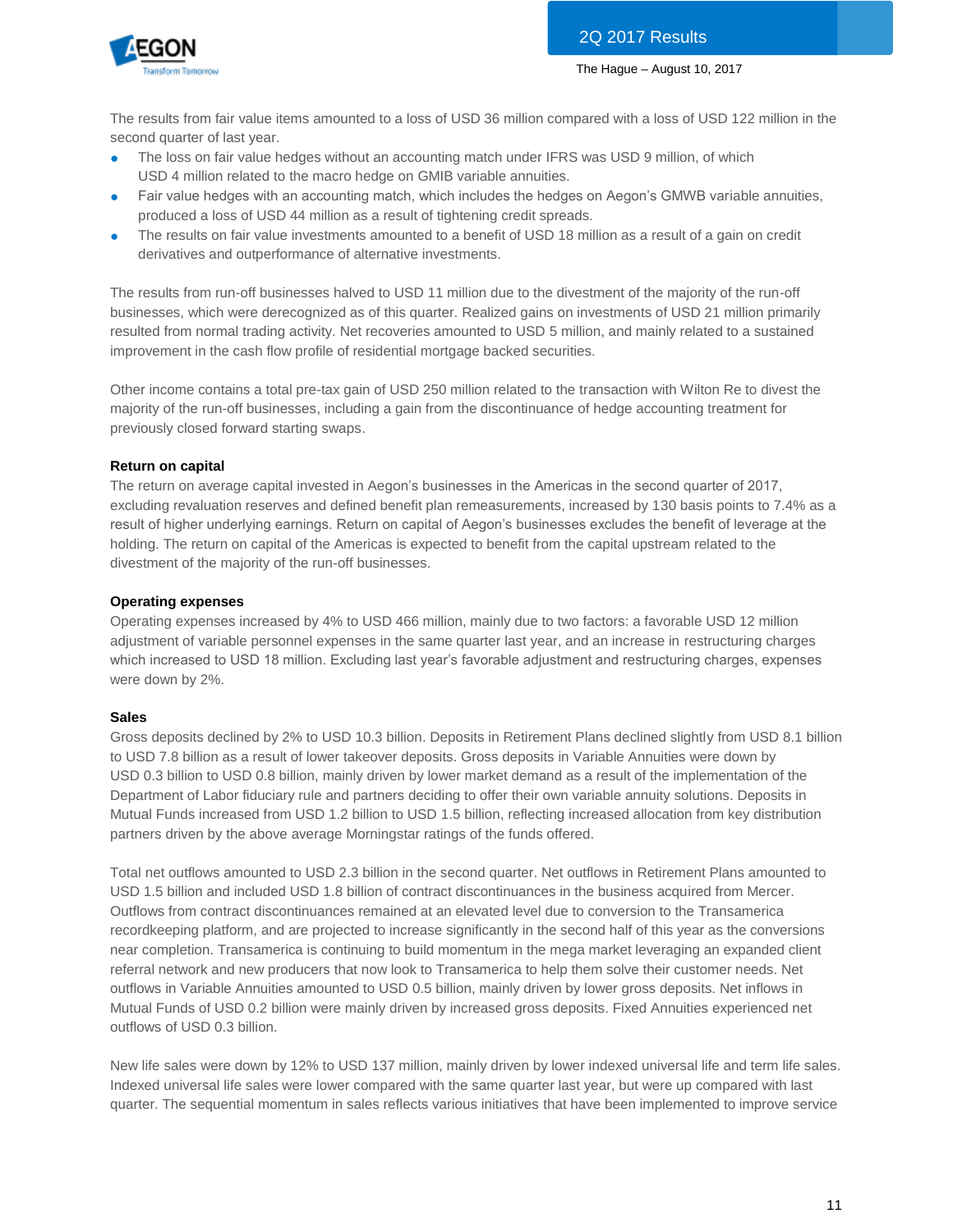The results from fair value items amounted to a loss of USD 36 million compared with a loss of USD 122 million in the second quarter of last year.

- The loss on fair value hedges without an accounting match under IFRS was USD 9 million, of which USD 4 million related to the macro hedge on GMIB variable annuities.
- Fair value hedges with an accounting match, which includes the hedges on Aegon's GMWB variable annuities, produced a loss of USD 44 million as a result of tightening credit spreads.
- The results on fair value investments amounted to a benefit of USD 18 million as a result of a gain on credit derivatives and outperformance of alternative investments.

The results from run-off businesses halved to USD 11 million due to the divestment of the majority of the run-off businesses, which were derecognized as of this quarter. Realized gains on investments of USD 21 million primarily resulted from normal trading activity. Net recoveries amounted to USD 5 million, and mainly related to a sustained improvement in the cash flow profile of residential mortgage backed securities.

Other income contains a total pre-tax gain of USD 250 million related to the transaction with Wilton Re to divest the majority of the run-off businesses, including a gain from the discontinuance of hedge accounting treatment for previously closed forward starting swaps.

**Return on capital**

The return on average capital invested in Aegon's businesses in the Americas in the second quarter of 2017, excluding revaluation reserves and defined benefit plan remeasurements, increased by 130 basis points to 7.4% as a result of higher underlying earnings. Return on capital of Aegon's businesses excludes the benefit of leverage at the holding. The return on capital of the Americas is expected to benefit from the capital upstream related to the divestment of the majority of the run-off businesses.

**Operating expenses**

Operating expenses increased by 4% to USD 466 million, mainly due to two factors: a favorable USD 12 million adjustment of variable personnel expenses in the same quarter last year, and an increase in restructuring charges which increased to USD 18 million. Excluding last year's favorable adjustment and restructuring charges, expenses were down by 2%.

**Sales**

Gross deposits declined by 2% to USD 10.3 billion. Deposits in Retirement Plans declined slightly from USD 8.1 billion to USD 7.8 billion as a result of lower takeover deposits. Gross deposits in Variable Annuities were down by USD 0.3 billion to USD 0.8 billion, mainly driven by lower market demand as a result of the implementation of the Department of Labor fiduciary rule and partners deciding to offer their own variable annuity solutions. Deposits in Mutual Funds increased from USD 1.2 billion to USD 1.5 billion, reflecting increased allocation from key distribution partners driven by the above average Morningstar ratings of the funds offered.

Total net outflows amounted to USD 2.3 billion in the second quarter. Net outflows in Retirement Plans amounted to USD 1.5 billion and included USD 1.8 billion of contract discontinuances in the business acquired from Mercer. Outflows from contract discontinuances remained at an elevated level due to conversion to the Transamerica recordkeeping platform, and are projected to increase significantly in the second half of this year as the conversions near completion. Transamerica is continuing to build momentum in the mega market leveraging an expanded client referral network and new producers that now look to Transamerica to help them solve their customer needs. Net outflows in Variable Annuities amounted to USD 0.5 billion, mainly driven by lower gross deposits. Net inflows in Mutual Funds of USD 0.2 billion were mainly driven by increased gross deposits. Fixed Annuities experienced net outflows of USD 0.3 billion.

New life sales were down by 12% to USD 137 million, mainly driven by lower indexed universal life and term life sales. Indexed universal life sales were lower compared with the same quarter last year, but were up compared with last quarter. The sequential momentum in sales reflects various initiatives that have been implemented to improve service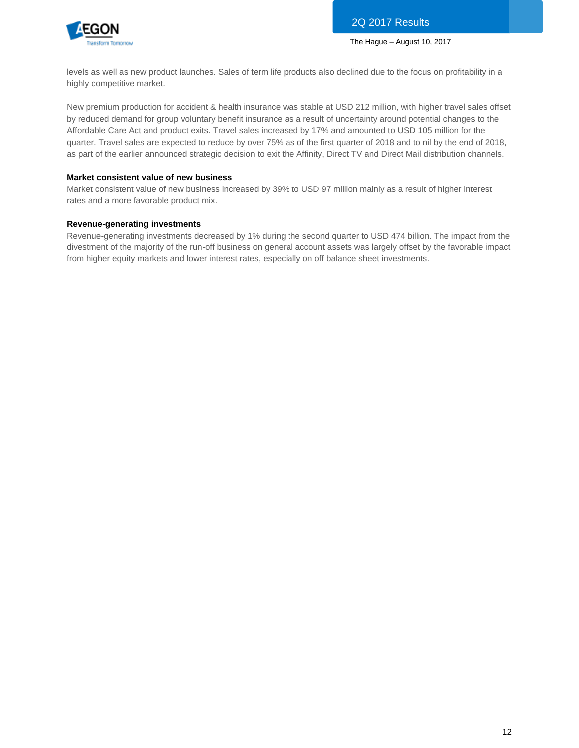levels as well as new product launches. Sales of term life products also declined due to the focus on profitability in a highly competitive market.

New premium production for accident & health insurance was stable at USD 212 million, with higher travel sales offset by reduced demand for group voluntary benefit insurance as a result of uncertainty around potential changes to the Affordable Care Act and product exits. Travel sales increased by 17% and amounted to USD 105 million for the quarter. Travel sales are expected to reduce by over 75% as of the first quarter of 2018 and to nil by the end of 2018, as part of the earlier announced strategic decision to exit the Affinity, Direct TV and Direct Mail distribution channels.

**Market consistent value of new business**

Market consistent value of new business increased by 39% to USD 97 million mainly as a result of higher interest rates and a more favorable product mix.

**Revenue-generating investments**

Revenue-generating investments decreased by 1% during the second quarter to USD 474 billion. The impact from the divestment of the majority of the run-off business on general account assets was largely offset by the favorable impact from higher equity markets and lower interest rates, especially on off balance sheet investments.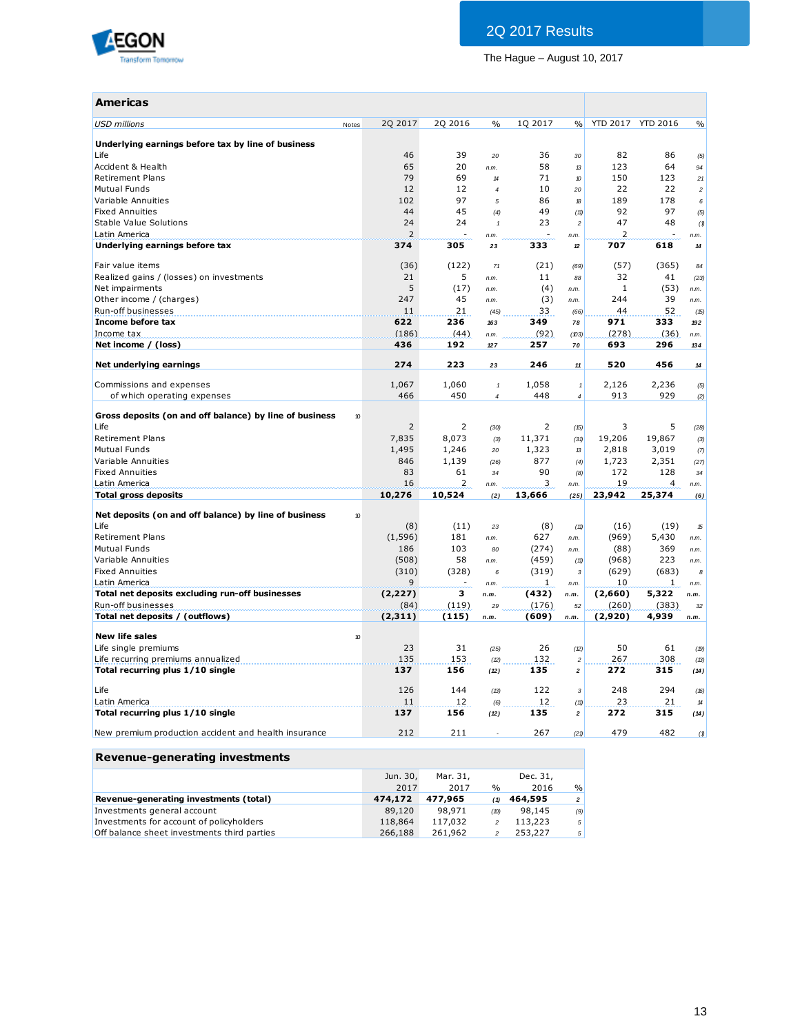2Q 2017 Results

The Hague – August 10, 2017

## Americas

| *USD millions* | Notes | 2Q 2017 | 2Q 2016 | % | 1Q 2017 | % | YTD 2017 | YTD 2016 | % |
|---|---|---|---|---|---|---|---|---|---|
| **Underlying earnings before tax by line of business** | | | | | | | | | |
| Life | | 46 | 39 | 20 | 36 | 30 | 82 | 86 | (5) |
| Accident & Health | | 65 | 20 | n.m. | 58 | 13 | 123 | 64 | 94 |
| Retirement Plans | | 79 | 69 | 14 | 71 | 10 | 150 | 123 | 21 |
| Mutual Funds | | 12 | 12 | 4 | 10 | 20 | 22 | 22 | 2 |
| Variable Annuities | | 102 | 97 | 5 | 86 | 18 | 189 | 178 | 6 |
| Fixed Annuities | | 44 | 45 | (4) | 49 | (11) | 92 | 97 | (5) |
| Stable Value Solutions | | 24 | 24 | 1 | 23 | 2 | 47 | 48 | (1) |
| Latin America | | 2 | - | n.m. | - | n.m. | 2 | - | n.m. |
| **Underlying earnings before tax** | | **374** | **305** | **23** | **333** | **12** | **707** | **618** | **14** |
| | | | | | | | | | |
| Fair value items | | (36) | (122) | 71 | (21) | (69) | (57) | (365) | 84 |
| Realized gains / (losses) on investments | | 21 | 5 | n.m. | 11 | 88 | 32 | 41 | (23) |
| Net impairments | | 5 | (17) | n.m. | (4) | n.m. | 1 | (53) | n.m. |
| Other income / (charges) | | 247 | 45 | n.m. | (3) | n.m. | 244 | 39 | n.m. |
| Run-off businesses | | 11 | 21 | (45) | 33 | (66) | 44 | 52 | (15) |
| **Income before tax** | | **622** | **236** | **163** | **349** | **78** | **971** | **333** | **192** |
| Income tax | | (186) | (44) | n.m. | (92) | (103) | (278) | (36) | n.m. |
| **Net income / (loss)** | | **436** | **192** | **127** | **257** | **70** | **693** | **296** | **134** |
| | | | | | | | | | |
| **Net underlying earnings** | | **274** | **223** | **23** | **246** | **11** | **520** | **456** | **14** |
| | | | | | | | | | |
| Commissions and expenses | | 1,067 | 1,060 | 1 | 1,058 | 1 | 2,126 | 2,236 | (5) |
| of which operating expenses | | 466 | 450 | 4 | 448 | 4 | 913 | 929 | (2) |
| | | | | | | | | | |
| **Gross deposits (on and off balance) by line of business** | 10 | | | | | | | | |
| Life | | 2 | 2 | (30) | 2 | (15) | 3 | 5 | (28) |
| Retirement Plans | | 7,835 | 8,073 | (3) | 11,371 | (31) | 19,206 | 19,867 | (3) |
| Mutual Funds | | 1,495 | 1,246 | 20 | 1,323 | 13 | 2,818 | 3,019 | (7) |
| Variable Annuities | | 846 | 1,139 | (26) | 877 | (4) | 1,723 | 2,351 | (27) |
| Fixed Annuities | | 83 | 61 | 34 | 90 | (8) | 172 | 128 | 34 |
| Latin America | | 16 | 2 | n.m. | 3 | n.m. | 19 | 4 | n.m. |
| **Total gross deposits** | | **10,276** | **10,524** | **(2)** | **13,666** | **(25)** | **23,942** | **25,374** | **(6)** |
| | | | | | | | | | |
| **Net deposits (on and off balance) by line of business** | 10 | | | | | | | | |
| Life | | (8) | (11) | 23 | (8) | (1) | (16) | (19) | 15 |
| Retirement Plans | | (1,596) | 181 | n.m. | 627 | n.m. | (969) | 5,430 | n.m. |
| Mutual Funds | | 186 | 103 | 80 | (274) | n.m. | (88) | 369 | n.m. |
| Variable Annuities | | (508) | 58 | n.m. | (459) | (11) | (968) | 223 | n.m. |
| Fixed Annuities | | (310) | (328) | 6 | (319) | 3 | (629) | (683) | 8 |
| Latin America | | 9 | - | n.m. | 1 | n.m. | 10 | 1 | n.m. |
| **Total net deposits excluding run-off businesses** | | **(2,227)** | **3** | **n.m.** | **(432)** | **n.m.** | **(2,660)** | **5,322** | **n.m.** |
| Run-off businesses | | (84) | (119) | 29 | (176) | 52 | (260) | (383) | 32 |
| **Total net deposits / (outflows)** | | **(2,311)** | **(115)** | **n.m.** | **(609)** | **n.m.** | **(2,920)** | **4,939** | **n.m.** |
| | | | | | | | | | |
| **New life sales** | 10 | | | | | | | | |
| Life single premiums | | 23 | 31 | (25) | 26 | (12) | 50 | 61 | (19) |
| Life recurring premiums annualized | | 135 | 153 | (12) | 132 | 2 | 267 | 308 | (13) |
| **Total recurring plus 1/10 single** | | **137** | **156** | **(12)** | **135** | **2** | **272** | **315** | **(14)** |
| | | | | | | | | | |
| Life | | 126 | 144 | (13) | 122 | 3 | 248 | 294 | (16) |
| Latin America | | 11 | 12 | (6) | 12 | (11) | 23 | 21 | 14 |
| **Total recurring plus 1/10 single** | | **137** | **156** | **(12)** | **135** | **2** | **272** | **315** | **(14)** |
| | | | | | | | | | |
| New premium production accident and health insurance | | 212 | 211 | - | 267 | (21) | 479 | 482 | (1) |

## Revenue-generating investments

| | Jun. 30, 2017 | Mar. 31, 2017 | % | Dec. 31, 2016 | % |
|---|---|---|---|---|---|
| **Revenue-generating investments (total)** | **474,172** | **477,965** | **(1)** | **464,595** | **2** |
| Investments general account | 89,120 | 98,971 | (10) | 98,145 | (9) |
| Investments for account of policyholders | 118,864 | 117,032 | 2 | 113,223 | 5 |
| Off balance sheet investments third parties | 266,188 | 261,962 | 2 | 253,227 | 5 |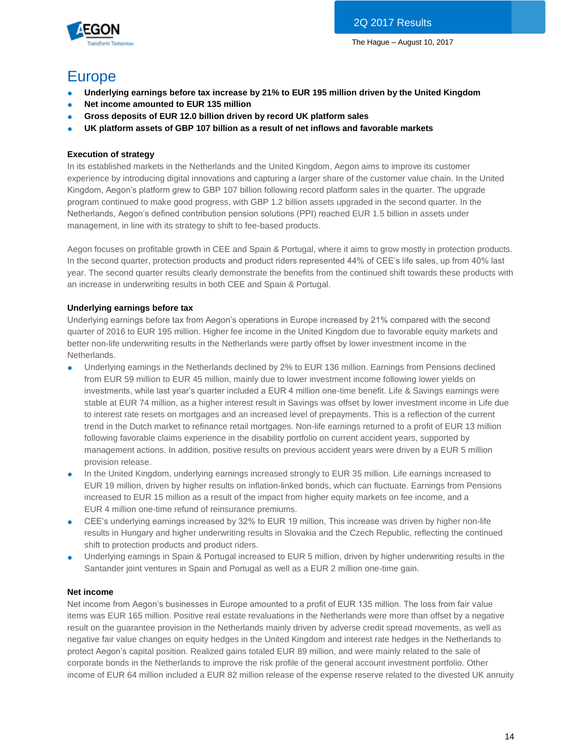# Europe

- **Underlying earnings before tax increase by 21% to EUR 195 million driven by the United Kingdom**
- **Net income amounted to EUR 135 million**
- **Gross deposits of EUR 12.0 billion driven by record UK platform sales**
- **UK platform assets of GBP 107 billion as a result of net inflows and favorable markets**

### Execution of strategy

In its established markets in the Netherlands and the United Kingdom, Aegon aims to improve its customer experience by introducing digital innovations and capturing a larger share of the customer value chain. In the United Kingdom, Aegon's platform grew to GBP 107 billion following record platform sales in the quarter. The upgrade program continued to make good progress, with GBP 1.2 billion assets upgraded in the second quarter. In the Netherlands, Aegon's defined contribution pension solutions (PPI) reached EUR 1.5 billion in assets under management, in line with its strategy to shift to fee-based products.

Aegon focuses on profitable growth in CEE and Spain & Portugal, where it aims to grow mostly in protection products. In the second quarter, protection products and product riders represented 44% of CEE's life sales, up from 40% last year. The second quarter results clearly demonstrate the benefits from the continued shift towards these products with an increase in underwriting results in both CEE and Spain & Portugal.

### Underlying earnings before tax

Underlying earnings before tax from Aegon's operations in Europe increased by 21% compared with the second quarter of 2016 to EUR 195 million. Higher fee income in the United Kingdom due to favorable equity markets and better non-life underwriting results in the Netherlands were partly offset by lower investment income in the Netherlands.

- Underlying earnings in the Netherlands declined by 2% to EUR 136 million. Earnings from Pensions declined from EUR 59 million to EUR 45 million, mainly due to lower investment income following lower yields on investments, while last year's quarter included a EUR 4 million one-time benefit. Life & Savings earnings were stable at EUR 74 million, as a higher interest result in Savings was offset by lower investment income in Life due to interest rate resets on mortgages and an increased level of prepayments. This is a reflection of the current trend in the Dutch market to refinance retail mortgages. Non-life earnings returned to a profit of EUR 13 million following favorable claims experience in the disability portfolio on current accident years, supported by management actions. In addition, positive results on previous accident years were driven by a EUR 5 million provision release.
- In the United Kingdom, underlying earnings increased strongly to EUR 35 million. Life earnings increased to EUR 19 million, driven by higher results on inflation-linked bonds, which can fluctuate. Earnings from Pensions increased to EUR 15 million as a result of the impact from higher equity markets on fee income, and a EUR 4 million one-time refund of reinsurance premiums.
- CEE's underlying earnings increased by 32% to EUR 19 million, This increase was driven by higher non-life results in Hungary and higher underwriting results in Slovakia and the Czech Republic, reflecting the continued shift to protection products and product riders.
- Underlying earnings in Spain & Portugal increased to EUR 5 million, driven by higher underwriting results in the Santander joint ventures in Spain and Portugal as well as a EUR 2 million one-time gain.

### Net income

Net income from Aegon's businesses in Europe amounted to a profit of EUR 135 million. The loss from fair value items was EUR 165 million. Positive real estate revaluations in the Netherlands were more than offset by a negative result on the guarantee provision in the Netherlands mainly driven by adverse credit spread movements, as well as negative fair value changes on equity hedges in the United Kingdom and interest rate hedges in the Netherlands to protect Aegon's capital position. Realized gains totaled EUR 89 million, and were mainly related to the sale of corporate bonds in the Netherlands to improve the risk profile of the general account investment portfolio. Other income of EUR 64 million included a EUR 82 million release of the expense reserve related to the divested UK annuity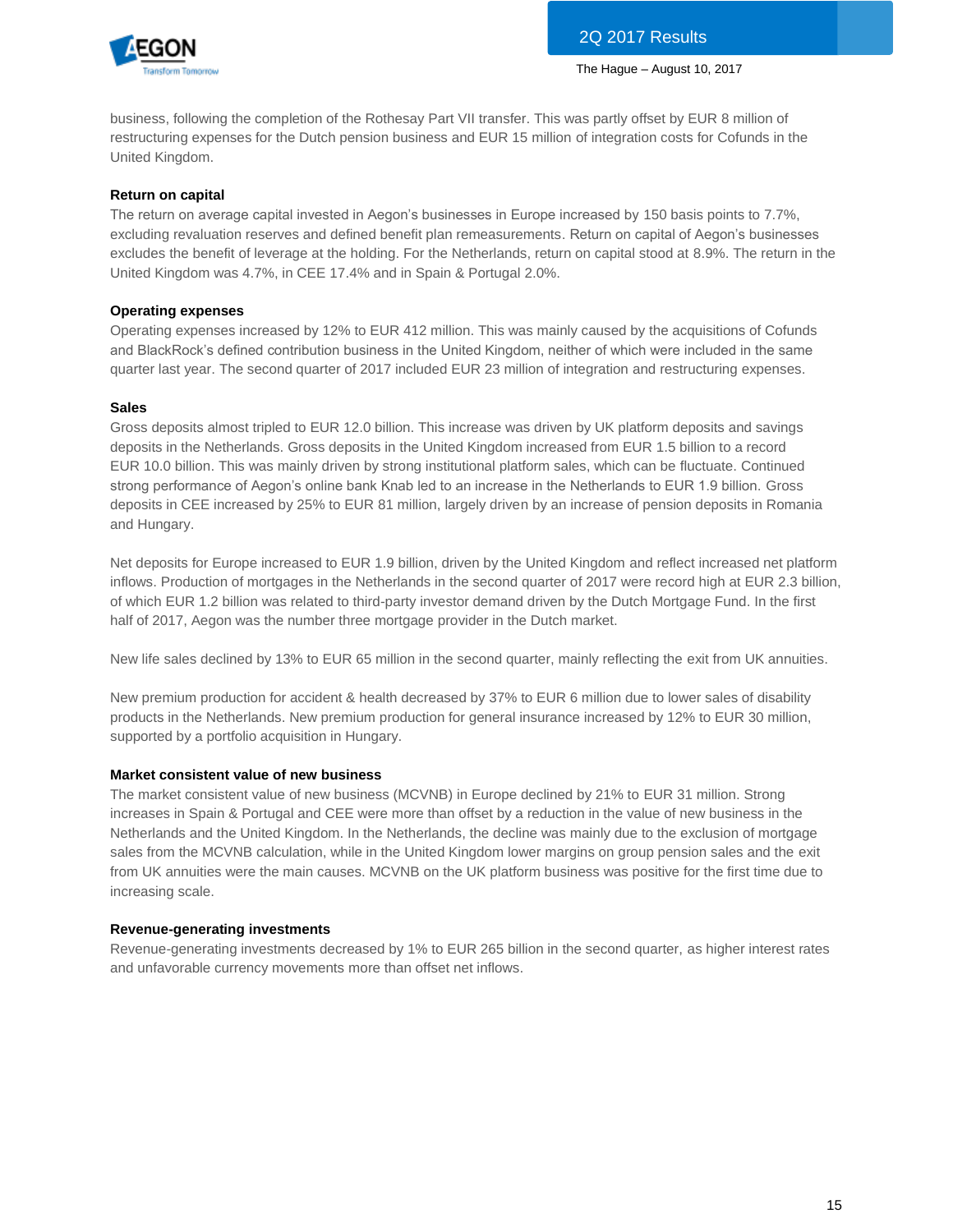business, following the completion of the Rothesay Part VII transfer. This was partly offset by EUR 8 million of restructuring expenses for the Dutch pension business and EUR 15 million of integration costs for Cofunds in the United Kingdom.

**Return on capital**

The return on average capital invested in Aegon's businesses in Europe increased by 150 basis points to 7.7%, excluding revaluation reserves and defined benefit plan remeasurements. Return on capital of Aegon's businesses excludes the benefit of leverage at the holding. For the Netherlands, return on capital stood at 8.9%. The return in the United Kingdom was 4.7%, in CEE 17.4% and in Spain & Portugal 2.0%.

**Operating expenses**

Operating expenses increased by 12% to EUR 412 million. This was mainly caused by the acquisitions of Cofunds and BlackRock's defined contribution business in the United Kingdom, neither of which were included in the same quarter last year. The second quarter of 2017 included EUR 23 million of integration and restructuring expenses.

**Sales**

Gross deposits almost tripled to EUR 12.0 billion. This increase was driven by UK platform deposits and savings deposits in the Netherlands. Gross deposits in the United Kingdom increased from EUR 1.5 billion to a record EUR 10.0 billion. This was mainly driven by strong institutional platform sales, which can be fluctuate. Continued strong performance of Aegon's online bank Knab led to an increase in the Netherlands to EUR 1.9 billion. Gross deposits in CEE increased by 25% to EUR 81 million, largely driven by an increase of pension deposits in Romania and Hungary.

Net deposits for Europe increased to EUR 1.9 billion, driven by the United Kingdom and reflect increased net platform inflows. Production of mortgages in the Netherlands in the second quarter of 2017 were record high at EUR 2.3 billion, of which EUR 1.2 billion was related to third-party investor demand driven by the Dutch Mortgage Fund. In the first half of 2017, Aegon was the number three mortgage provider in the Dutch market.

New life sales declined by 13% to EUR 65 million in the second quarter, mainly reflecting the exit from UK annuities.

New premium production for accident & health decreased by 37% to EUR 6 million due to lower sales of disability products in the Netherlands. New premium production for general insurance increased by 12% to EUR 30 million, supported by a portfolio acquisition in Hungary.

**Market consistent value of new business**

The market consistent value of new business (MCVNB) in Europe declined by 21% to EUR 31 million. Strong increases in Spain & Portugal and CEE were more than offset by a reduction in the value of new business in the Netherlands and the United Kingdom. In the Netherlands, the decline was mainly due to the exclusion of mortgage sales from the MCVNB calculation, while in the United Kingdom lower margins on group pension sales and the exit from UK annuities were the main causes. MCVNB on the UK platform business was positive for the first time due to increasing scale.

**Revenue-generating investments**

Revenue-generating investments decreased by 1% to EUR 265 billion in the second quarter, as higher interest rates and unfavorable currency movements more than offset net inflows.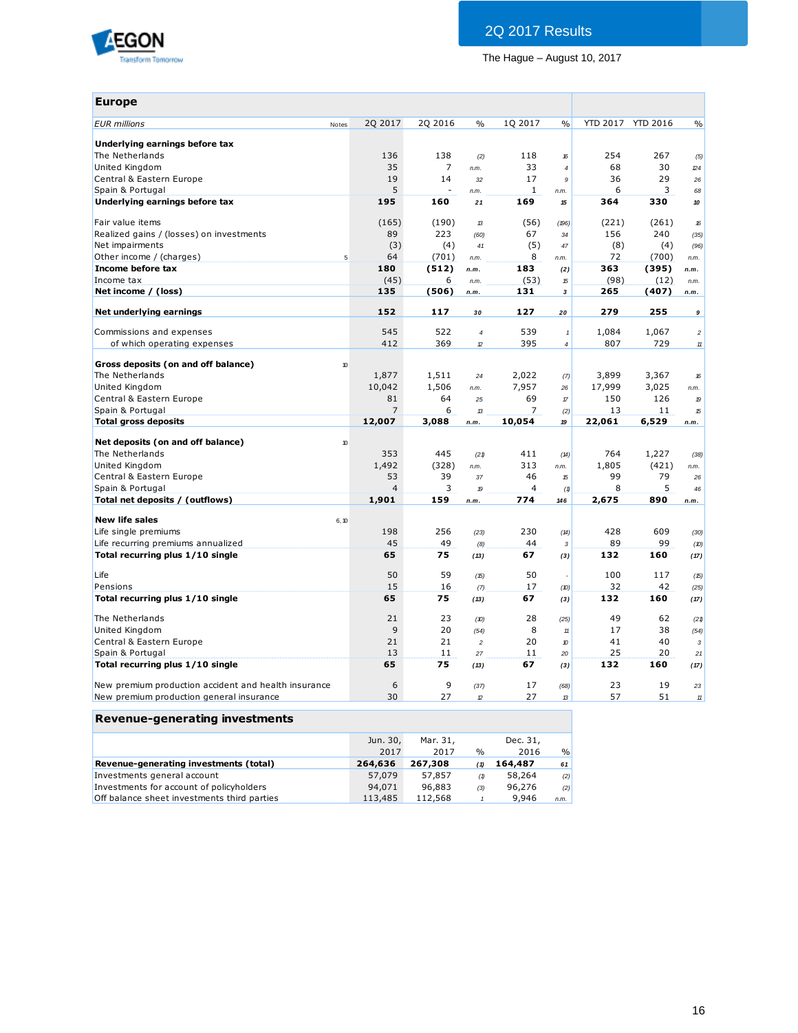## Europe

| EUR millions | Notes | 2Q 2017 | 2Q 2016 | % | 1Q 2017 | % | YTD 2017 | YTD 2016 | % |
|---|---|---|---|---|---|---|---|---|---|
| **Underlying earnings before tax** | | | | | | | | | |
| The Netherlands | | 136 | 138 | (2) | 118 | 16 | 254 | 267 | (5) |
| United Kingdom | | 35 | 7 | n.m. | 33 | 4 | 68 | 30 | 124 |
| Central & Eastern Europe | | 19 | 14 | 32 | 17 | 9 | 36 | 29 | 26 |
| Spain & Portugal | | 5 | - | n.m. | 1 | n.m. | 6 | 3 | 68 |
| **Underlying earnings before tax** | | **195** | **160** | **21** | **169** | **15** | **364** | **330** | **10** |
| | | | | | | | | | |
| Fair value items | | (165) | (190) | 13 | (56) | (196) | (221) | (261) | 16 |
| Realized gains / (losses) on investments | | 89 | 223 | (60) | 67 | 34 | 156 | 240 | (35) |
| Net impairments | | (3) | (4) | 41 | (5) | 47 | (8) | (4) | (96) |
| Other income / (charges) | 5 | 64 | (701) | n.m. | 8 | n.m. | 72 | (700) | n.m. |
| **Income before tax** | | **180** | **(512)** | **n.m.** | **183** | **(2)** | **363** | **(395)** | **n.m.** |
| Income tax | | (45) | 6 | n.m. | (53) | 15 | (98) | (12) | n.m. |
| **Net income / (loss)** | | **135** | **(506)** | **n.m.** | **131** | **3** | **265** | **(407)** | **n.m.** |
| | | | | | | | | | |
| **Net underlying earnings** | | **152** | **117** | **30** | **127** | **20** | **279** | **255** | **9** |
| | | | | | | | | | |
| Commissions and expenses | | 545 | 522 | 4 | 539 | 1 | 1,084 | 1,067 | 2 |
| of which operating expenses | | 412 | 369 | 12 | 395 | 4 | 807 | 729 | 11 |
| | | | | | | | | | |
| **Gross deposits (on and off balance)** | 10 | | | | | | | | |
| The Netherlands | | 1,877 | 1,511 | 24 | 2,022 | (7) | 3,899 | 3,367 | 16 |
| United Kingdom | | 10,042 | 1,506 | n.m. | 7,957 | 26 | 17,999 | 3,025 | n.m. |
| Central & Eastern Europe | | 81 | 64 | 25 | 69 | 17 | 150 | 126 | 19 |
| Spain & Portugal | | 7 | 6 | 13 | 7 | (2) | 13 | 11 | 15 |
| **Total gross deposits** | | **12,007** | **3,088** | **n.m.** | **10,054** | **19** | **22,061** | **6,529** | **n.m.** |
| | | | | | | | | | |
| **Net deposits (on and off balance)** | 10 | | | | | | | | |
| The Netherlands | | 353 | 445 | (21) | 411 | (14) | 764 | 1,227 | (38) |
| United Kingdom | | 1,492 | (328) | n.m. | 313 | n.m. | 1,805 | (421) | n.m. |
| Central & Eastern Europe | | 53 | 39 | 37 | 46 | 15 | 99 | 79 | 26 |
| Spain & Portugal | | 4 | 3 | 19 | 4 | (1) | 8 | 5 | 46 |
| **Total net deposits / (outflows)** | | **1,901** | **159** | **n.m.** | **774** | **146** | **2,675** | **890** | **n.m.** |
| | | | | | | | | | |
| **New life sales** | 6, 10 | | | | | | | | |
| Life single premiums | | 198 | 256 | (23) | 230 | (14) | 428 | 609 | (30) |
| Life recurring premiums annualized | | 45 | 49 | (8) | 44 | 3 | 89 | 99 | (10) |
| **Total recurring plus 1/10 single** | | **65** | **75** | **(13)** | **67** | **(3)** | **132** | **160** | **(17)** |
| | | | | | | | | | |
| Life | | 50 | 59 | (15) | 50 | - | 100 | 117 | (15) |
| Pensions | | 15 | 16 | (7) | 17 | (10) | 32 | 42 | (25) |
| **Total recurring plus 1/10 single** | | **65** | **75** | **(13)** | **67** | **(3)** | **132** | **160** | **(17)** |
| | | | | | | | | | |
| The Netherlands | | 21 | 23 | (10) | 28 | (25) | 49 | 62 | (21) |
| United Kingdom | | 9 | 20 | (54) | 8 | 11 | 17 | 38 | (54) |
| Central & Eastern Europe | | 21 | 21 | 2 | 20 | 10 | 41 | 40 | 3 |
| Spain & Portugal | | 13 | 11 | 27 | 11 | 20 | 25 | 20 | 21 |
| **Total recurring plus 1/10 single** | | **65** | **75** | **(13)** | **67** | **(3)** | **132** | **160** | **(17)** |
| | | | | | | | | | |
| New premium production accident and health insurance | | 6 | 9 | (37) | 17 | (68) | 23 | 19 | 23 |
| New premium production general insurance | | 30 | 27 | 12 | 27 | 13 | 57 | 51 | 11 |

## Revenue-generating investments

| | Jun. 30, 2017 | Mar. 31, 2017 | % | Dec. 31, 2016 | % |
|---|---|---|---|---|---|
| **Revenue-generating investments (total)** | **264,636** | **267,308** | **(1)** | **164,487** | **61** |
| Investments general account | 57,079 | 57,857 | (1) | 58,264 | (2) |
| Investments for account of policyholders | 94,071 | 96,883 | (3) | 96,276 | (2) |
| Off balance sheet investments third parties | 113,485 | 112,568 | 1 | 9,946 | n.m. |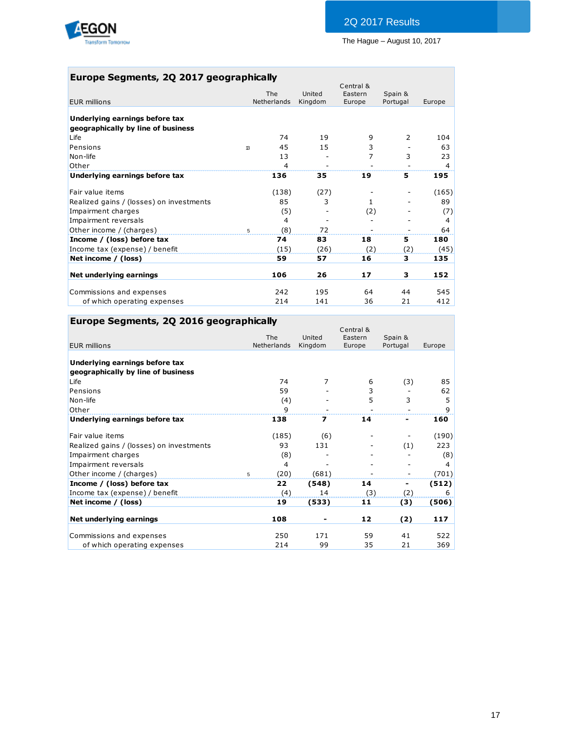## Europe Segments, 2Q 2017 geographically

| EUR millions | | The Netherlands | United Kingdom | Central & Eastern Europe | Spain & Portugal | Europe |
|---|---|---|---|---|---|---|
| **Underlying earnings before tax geographically by line of business** | | | | | | |
| Life | | 74 | 19 | 9 | 2 | 104 |
| Pensions | 13 | 45 | 15 | 3 | - | 63 |
| Non-life | | 13 | - | 7 | 3 | 23 |
| Other | | 4 | - | - | - | 4 |
| **Underlying earnings before tax** | | **136** | **35** | **19** | **5** | **195** |
| Fair value items | | (138) | (27) | - | - | (165) |
| Realized gains / (losses) on investments | | 85 | 3 | 1 | - | 89 |
| Impairment charges | | (5) | - | (2) | - | (7) |
| Impairment reversals | | 4 | - | - | - | 4 |
| Other income / (charges) | 5 | (8) | 72 | - | - | 64 |
| **Income / (loss) before tax** | | **74** | **83** | **18** | **5** | **180** |
| Income tax (expense) / benefit | | (15) | (26) | (2) | (2) | (45) |
| **Net income / (loss)** | | **59** | **57** | **16** | **3** | **135** |
| **Net underlying earnings** | | **106** | **26** | **17** | **3** | **152** |
| Commissions and expenses | | 242 | 195 | 64 | 44 | 545 |
| of which operating expenses | | 214 | 141 | 36 | 21 | 412 |

## Europe Segments, 2Q 2016 geographically

| EUR millions | | The Netherlands | United Kingdom | Central & Eastern Europe | Spain & Portugal | Europe |
|---|---|---|---|---|---|---|
| **Underlying earnings before tax geographically by line of business** | | | | | | |
| Life | | 74 | 7 | 6 | (3) | 85 |
| Pensions | | 59 | - | 3 | - | 62 |
| Non-life | | (4) | - | 5 | 3 | 5 |
| Other | | 9 | - | - | - | 9 |
| **Underlying earnings before tax** | | **138** | **7** | **14** | **-** | **160** |
| Fair value items | | (185) | (6) | - | - | (190) |
| Realized gains / (losses) on investments | | 93 | 131 | - | (1) | 223 |
| Impairment charges | | (8) | - | - | - | (8) |
| Impairment reversals | | 4 | - | - | - | 4 |
| Other income / (charges) | 5 | (20) | (681) | - | - | (701) |
| **Income / (loss) before tax** | | **22** | **(548)** | **14** | **-** | **(512)** |
| Income tax (expense) / benefit | | (4) | 14 | (3) | (2) | 6 |
| **Net income / (loss)** | | **19** | **(533)** | **11** | **(3)** | **(506)** |
| **Net underlying earnings** | | **108** | **-** | **12** | **(2)** | **117** |
| Commissions and expenses | | 250 | 171 | 59 | 41 | 522 |
| of which operating expenses | | 214 | 99 | 35 | 21 | 369 |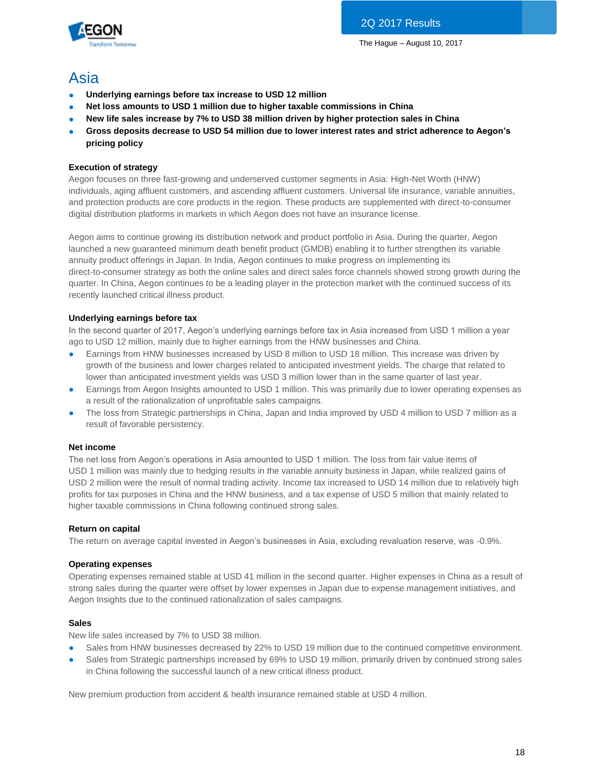# Asia

- **Underlying earnings before tax increase to USD 12 million**
- **Net loss amounts to USD 1 million due to higher taxable commissions in China**
- **New life sales increase by 7% to USD 38 million driven by higher protection sales in China**
- **Gross deposits decrease to USD 54 million due to lower interest rates and strict adherence to Aegon's pricing policy**

### Execution of strategy

Aegon focuses on three fast-growing and underserved customer segments in Asia: High-Net Worth (HNW) individuals, aging affluent customers, and ascending affluent customers. Universal life insurance, variable annuities, and protection products are core products in the region. These products are supplemented with direct-to-consumer digital distribution platforms in markets in which Aegon does not have an insurance license.

Aegon aims to continue growing its distribution network and product portfolio in Asia. During the quarter, Aegon launched a new guaranteed minimum death benefit product (GMDB) enabling it to further strengthen its variable annuity product offerings in Japan. In India, Aegon continues to make progress on implementing its direct-to-consumer strategy as both the online sales and direct sales force channels showed strong growth during the quarter. In China, Aegon continues to be a leading player in the protection market with the continued success of its recently launched critical illness product.

### Underlying earnings before tax

In the second quarter of 2017, Aegon's underlying earnings before tax in Asia increased from USD 1 million a year ago to USD 12 million, mainly due to higher earnings from the HNW businesses and China.

- Earnings from HNW businesses increased by USD 8 million to USD 18 million. This increase was driven by growth of the business and lower charges related to anticipated investment yields. The charge that related to lower than anticipated investment yields was USD 3 million lower than in the same quarter of last year.
- Earnings from Aegon Insights amounted to USD 1 million. This was primarily due to lower operating expenses as a result of the rationalization of unprofitable sales campaigns.
- The loss from Strategic partnerships in China, Japan and India improved by USD 4 million to USD 7 million as a result of favorable persistency.

### Net income

The net loss from Aegon's operations in Asia amounted to USD 1 million. The loss from fair value items of USD 1 million was mainly due to hedging results in the variable annuity business in Japan, while realized gains of USD 2 million were the result of normal trading activity. Income tax increased to USD 14 million due to relatively high profits for tax purposes in China and the HNW business, and a tax expense of USD 5 million that mainly related to higher taxable commissions in China following continued strong sales.

### Return on capital

The return on average capital invested in Aegon's businesses in Asia, excluding revaluation reserve, was -0.9%.

### Operating expenses

Operating expenses remained stable at USD 41 million in the second quarter. Higher expenses in China as a result of strong sales during the quarter were offset by lower expenses in Japan due to expense management initiatives, and Aegon Insights due to the continued rationalization of sales campaigns.

### Sales

New life sales increased by 7% to USD 38 million.

- Sales from HNW businesses decreased by 22% to USD 19 million due to the continued competitive environment.
- Sales from Strategic partnerships increased by 69% to USD 19 million, primarily driven by continued strong sales in China following the successful launch of a new critical illness product.

New premium production from accident & health insurance remained stable at USD 4 million.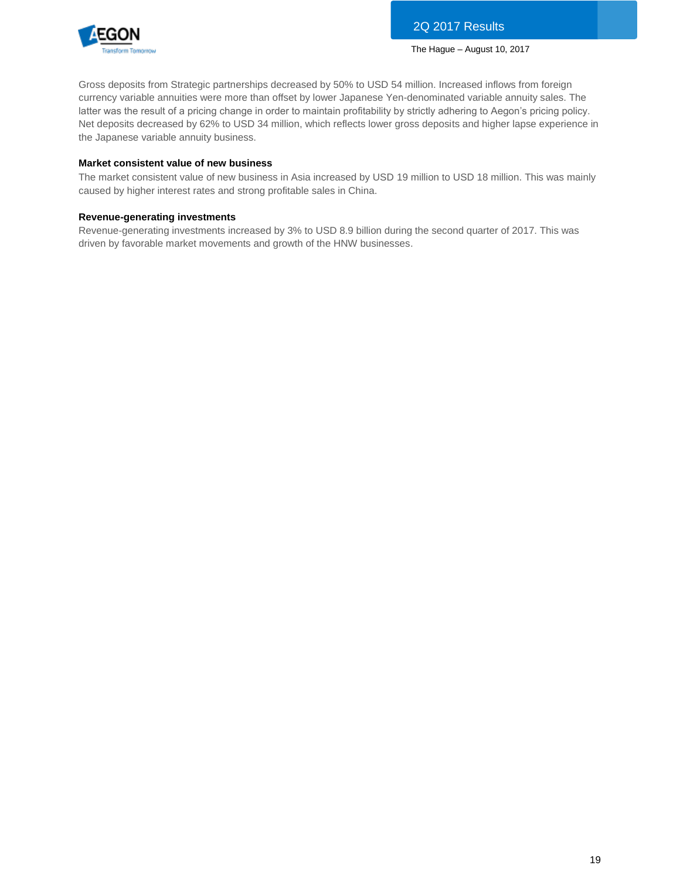Gross deposits from Strategic partnerships decreased by 50% to USD 54 million. Increased inflows from foreign currency variable annuities were more than offset by lower Japanese Yen-denominated variable annuity sales. The latter was the result of a pricing change in order to maintain profitability by strictly adhering to Aegon's pricing policy. Net deposits decreased by 62% to USD 34 million, which reflects lower gross deposits and higher lapse experience in the Japanese variable annuity business.

**Market consistent value of new business**

The market consistent value of new business in Asia increased by USD 19 million to USD 18 million. This was mainly caused by higher interest rates and strong profitable sales in China.

**Revenue-generating investments**

Revenue-generating investments increased by 3% to USD 8.9 billion during the second quarter of 2017. This was driven by favorable market movements and growth of the HNW businesses.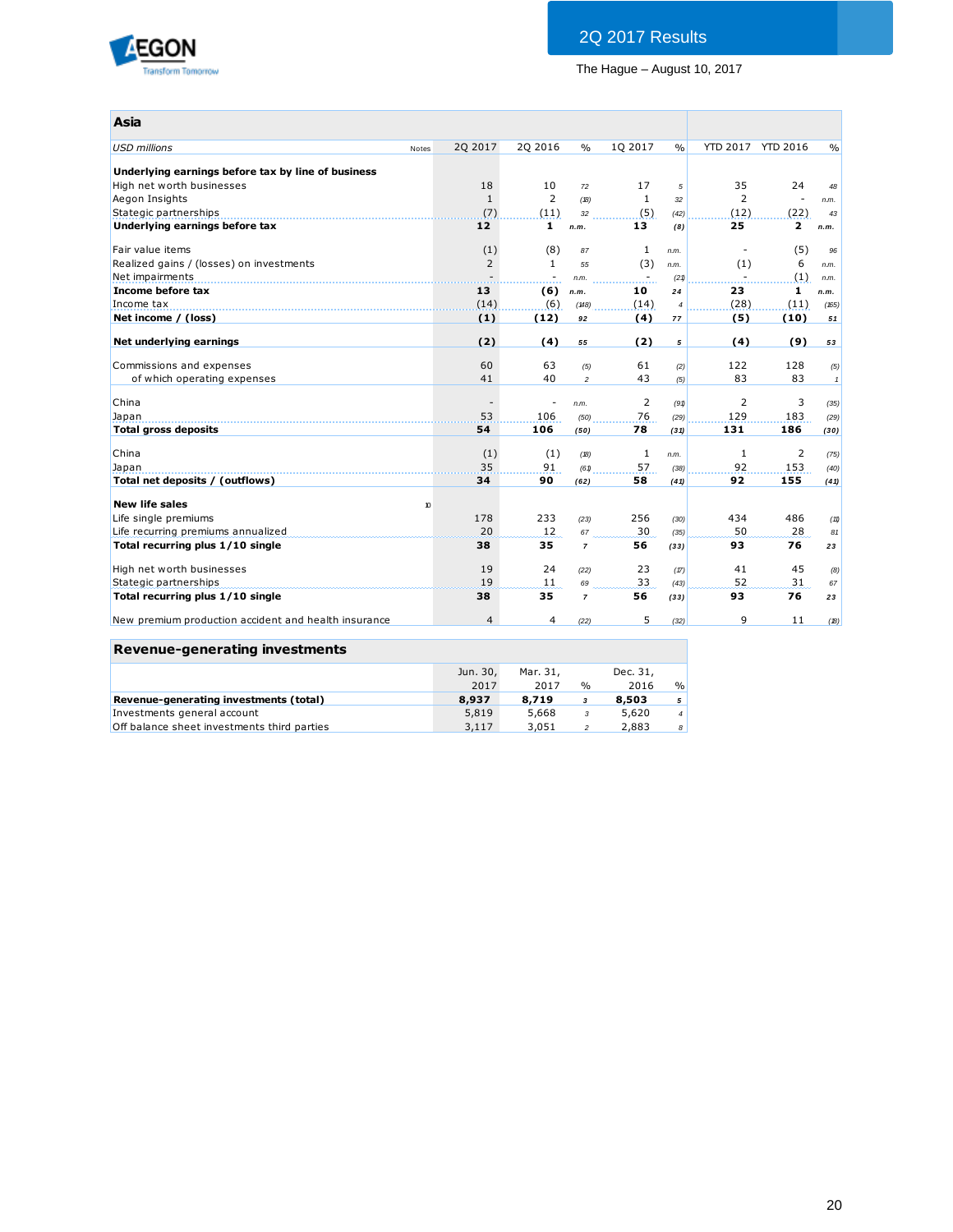2Q 2017 Results

The Hague – August 10, 2017

## Asia

| *USD millions* | Notes | 2Q 2017 | 2Q 2016 | % | 1Q 2017 | % | YTD 2017 | YTD 2016 | % |
|---|---|---|---|---|---|---|---|---|---|
| **Underlying earnings before tax by line of business** | | | | | | | | | |
| High net worth businesses | | 18 | 10 | 72 | 17 | 5 | 35 | 24 | 48 |
| Aegon Insights | | 1 | 2 | (18) | 1 | 32 | 2 | - | n.m. |
| Stategic partnerships | | (7) | (11) | 32 | (5) | (42) | (12) | (22) | 43 |
| **Underlying earnings before tax** | | **12** | **1** | **n.m.** | **13** | **(8)** | **25** | **2** | **n.m.** |
| | | | | | | | | | |
| Fair value items | | (1) | (8) | 87 | 1 | n.m. | - | (5) | 96 |
| Realized gains / (losses) on investments | | 2 | 1 | 55 | (3) | n.m. | (1) | 6 | n.m. |
| Net impairments | | - | - | n.m. | - | (21) | - | (1) | n.m. |
| **Income before tax** | | **13** | **(6)** | **n.m.** | **10** | **24** | **23** | **1** | **n.m.** |
| Income tax | | (14) | (6) | (148) | (14) | 4 | (28) | (11) | (155) |
| **Net income / (loss)** | | **(1)** | **(12)** | **92** | **(4)** | **77** | **(5)** | **(10)** | **51** |
| | | | | | | | | | |
| **Net underlying earnings** | | **(2)** | **(4)** | **55** | **(2)** | **5** | **(4)** | **(9)** | **53** |
| | | | | | | | | | |
| Commissions and expenses | | 60 | 63 | (5) | 61 | (2) | 122 | 128 | (5) |
| of which operating expenses | | 41 | 40 | 2 | 43 | (5) | 83 | 83 | 1 |
| | | | | | | | | | |
| China | | - | - | n.m. | 2 | (91) | 2 | 3 | (35) |
| Japan | | 53 | 106 | (50) | 76 | (29) | 129 | 183 | (29) |
| **Total gross deposits** | | **54** | **106** | **(50)** | **78** | **(31)** | **131** | **186** | **(30)** |
| | | | | | | | | | |
| China | | (1) | (1) | (18) | 1 | n.m. | 1 | 2 | (75) |
| Japan | | 35 | 91 | (61) | 57 | (38) | 92 | 153 | (40) |
| **Total net deposits / (outflows)** | | **34** | **90** | **(62)** | **58** | **(41)** | **92** | **155** | **(41)** |
| | | | | | | | | | |
| **New life sales** | 10 | | | | | | | | |
| Life single premiums | | 178 | 233 | (23) | 256 | (30) | 434 | 486 | (11) |
| Life recurring premiums annualized | | 20 | 12 | 67 | 30 | (35) | 50 | 28 | 81 |
| **Total recurring plus 1/10 single** | | **38** | **35** | **7** | **56** | **(33)** | **93** | **76** | **23** |
| | | | | | | | | | |
| High net worth businesses | | 19 | 24 | (22) | 23 | (17) | 41 | 45 | (8) |
| Stategic partnerships | | 19 | 11 | 69 | 33 | (43) | 52 | 31 | 67 |
| **Total recurring plus 1/10 single** | | **38** | **35** | **7** | **56** | **(33)** | **93** | **76** | **23** |
| | | | | | | | | | |
| New premium production accident and health insurance | | 4 | 4 | (22) | 5 | (32) | 9 | 11 | (18) |

## Revenue-generating investments

| | Jun. 30, 2017 | Mar. 31, 2017 | % | Dec. 31, 2016 | % |
|---|---|---|---|---|---|
| **Revenue-generating investments (total)** | **8,937** | **8,719** | **3** | **8,503** | **5** |
| Investments general account | 5,819 | 5,668 | 3 | 5,620 | 4 |
| Off balance sheet investments third parties | 3,117 | 3,051 | 2 | 2,883 | 8 |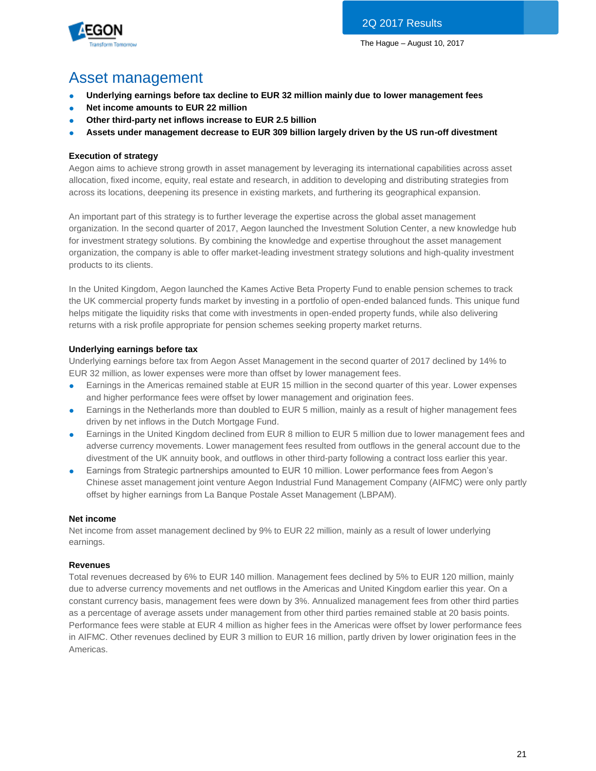# Asset management

- **Underlying earnings before tax decline to EUR 32 million mainly due to lower management fees**
- **Net income amounts to EUR 22 million**
- **Other third-party net inflows increase to EUR 2.5 billion**
- **Assets under management decrease to EUR 309 billion largely driven by the US run-off divestment**

### Execution of strategy

Aegon aims to achieve strong growth in asset management by leveraging its international capabilities across asset allocation, fixed income, equity, real estate and research, in addition to developing and distributing strategies from across its locations, deepening its presence in existing markets, and furthering its geographical expansion.

An important part of this strategy is to further leverage the expertise across the global asset management organization. In the second quarter of 2017, Aegon launched the Investment Solution Center, a new knowledge hub for investment strategy solutions. By combining the knowledge and expertise throughout the asset management organization, the company is able to offer market-leading investment strategy solutions and high-quality investment products to its clients.

In the United Kingdom, Aegon launched the Kames Active Beta Property Fund to enable pension schemes to track the UK commercial property funds market by investing in a portfolio of open-ended balanced funds. This unique fund helps mitigate the liquidity risks that come with investments in open-ended property funds, while also delivering returns with a risk profile appropriate for pension schemes seeking property market returns.

### Underlying earnings before tax

Underlying earnings before tax from Aegon Asset Management in the second quarter of 2017 declined by 14% to EUR 32 million, as lower expenses were more than offset by lower management fees.

- Earnings in the Americas remained stable at EUR 15 million in the second quarter of this year. Lower expenses and higher performance fees were offset by lower management and origination fees.
- Earnings in the Netherlands more than doubled to EUR 5 million, mainly as a result of higher management fees driven by net inflows in the Dutch Mortgage Fund.
- Earnings in the United Kingdom declined from EUR 8 million to EUR 5 million due to lower management fees and adverse currency movements. Lower management fees resulted from outflows in the general account due to the divestment of the UK annuity book, and outflows in other third-party following a contract loss earlier this year.
- Earnings from Strategic partnerships amounted to EUR 10 million. Lower performance fees from Aegon's Chinese asset management joint venture Aegon Industrial Fund Management Company (AIFMC) were only partly offset by higher earnings from La Banque Postale Asset Management (LBPAM).

### Net income

Net income from asset management declined by 9% to EUR 22 million, mainly as a result of lower underlying earnings.

### Revenues

Total revenues decreased by 6% to EUR 140 million. Management fees declined by 5% to EUR 120 million, mainly due to adverse currency movements and net outflows in the Americas and United Kingdom earlier this year. On a constant currency basis, management fees were down by 3%. Annualized management fees from other third parties as a percentage of average assets under management from other third parties remained stable at 20 basis points. Performance fees were stable at EUR 4 million as higher fees in the Americas were offset by lower performance fees in AIFMC. Other revenues declined by EUR 3 million to EUR 16 million, partly driven by lower origination fees in the Americas.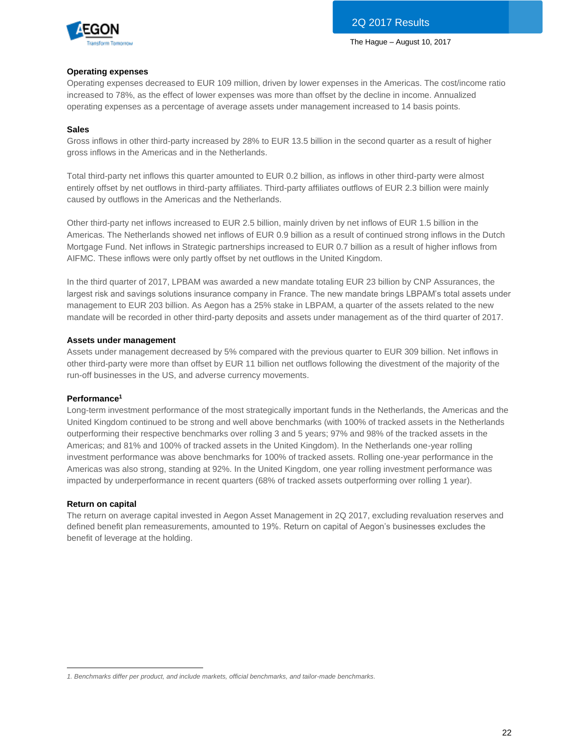### Operating expenses

Operating expenses decreased to EUR 109 million, driven by lower expenses in the Americas. The cost/income ratio increased to 78%, as the effect of lower expenses was more than offset by the decline in income. Annualized operating expenses as a percentage of average assets under management increased to 14 basis points.

### Sales

Gross inflows in other third-party increased by 28% to EUR 13.5 billion in the second quarter as a result of higher gross inflows in the Americas and in the Netherlands.

Total third-party net inflows this quarter amounted to EUR 0.2 billion, as inflows in other third-party were almost entirely offset by net outflows in third-party affiliates. Third-party affiliates outflows of EUR 2.3 billion were mainly caused by outflows in the Americas and the Netherlands.

Other third-party net inflows increased to EUR 2.5 billion, mainly driven by net inflows of EUR 1.5 billion in the Americas. The Netherlands showed net inflows of EUR 0.9 billion as a result of continued strong inflows in the Dutch Mortgage Fund. Net inflows in Strategic partnerships increased to EUR 0.7 billion as a result of higher inflows from AIFMC. These inflows were only partly offset by net outflows in the United Kingdom.

In the third quarter of 2017, LPBAM was awarded a new mandate totaling EUR 23 billion by CNP Assurances, the largest risk and savings solutions insurance company in France. The new mandate brings LBPAM's total assets under management to EUR 203 billion. As Aegon has a 25% stake in LBPAM, a quarter of the assets related to the new mandate will be recorded in other third-party deposits and assets under management as of the third quarter of 2017.

### Assets under management

Assets under management decreased by 5% compared with the previous quarter to EUR 309 billion. Net inflows in other third-party were more than offset by EUR 11 billion net outflows following the divestment of the majority of the run-off businesses in the US, and adverse currency movements.

### Performance[1]

Long-term investment performance of the most strategically important funds in the Netherlands, the Americas and the United Kingdom continued to be strong and well above benchmarks (with 100% of tracked assets in the Netherlands outperforming their respective benchmarks over rolling 3 and 5 years; 97% and 98% of the tracked assets in the Americas; and 81% and 100% of tracked assets in the United Kingdom). In the Netherlands one-year rolling investment performance was above benchmarks for 100% of tracked assets. Rolling one-year performance in the Americas was also strong, standing at 92%. In the United Kingdom, one year rolling investment performance was impacted by underperformance in recent quarters (68% of tracked assets outperforming over rolling 1 year).

### Return on capital

The return on average capital invested in Aegon Asset Management in 2Q 2017, excluding revaluation reserves and defined benefit plan remeasurements, amounted to 19%. Return on capital of Aegon's businesses excludes the benefit of leverage at the holding.

---

*1. Benchmarks differ per product, and include markets, official benchmarks, and tailor-made benchmarks.*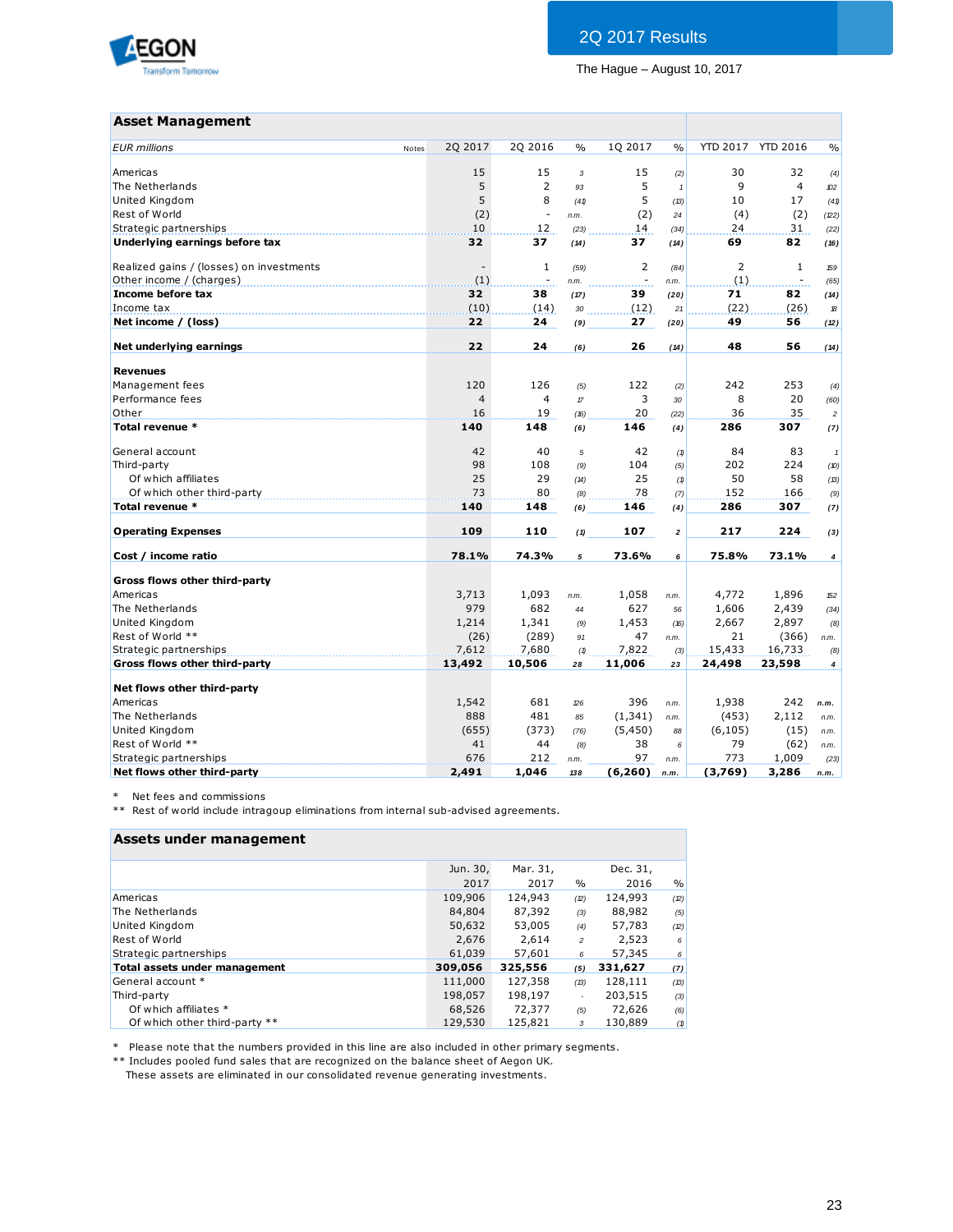## Asset Management

| EUR millions | Notes | 2Q 2017 | 2Q 2016 | % | 1Q 2017 | % | YTD 2017 | YTD 2016 | % |
|---|---|---|---|---|---|---|---|---|---|
| Americas | | 15 | 15 | 3 | 15 | (2) | 30 | 32 | (4) |
| The Netherlands | | 5 | 2 | 93 | 5 | 1 | 9 | 4 | 102 |
| United Kingdom | | 5 | 8 | (41) | 5 | (13) | 10 | 17 | (41) |
| Rest of World | | (2) | - | n.m. | (2) | 24 | (4) | (2) | (122) |
| Strategic partnerships | | 10 | 12 | (23) | 14 | (34) | 24 | 31 | (22) |
| **Underlying earnings before tax** | | **32** | **37** | **(14)** | **37** | **(14)** | **69** | **82** | **(16)** |
| | | | | | | | | | |
| Realized gains / (losses) on investments | | - | 1 | (59) | 2 | (84) | 2 | 1 | 159 |
| Other income / (charges) | | (1) | - | n.m. | - | n.m. | (1) | - | (65) |
| **Income before tax** | | **32** | **38** | **(17)** | **39** | **(20)** | **71** | **82** | **(14)** |
| Income tax | | (10) | (14) | 30 | (12) | 21 | (22) | (26) | 18 |
| **Net income / (loss)** | | **22** | **24** | **(9)** | **27** | **(20)** | **49** | **56** | **(12)** |
| | | | | | | | | | |
| **Net underlying earnings** | | **22** | **24** | **(6)** | **26** | **(14)** | **48** | **56** | **(14)** |
| | | | | | | | | | |
| **Revenues** | | | | | | | | | |
| Management fees | | 120 | 126 | (5) | 122 | (2) | 242 | 253 | (4) |
| Performance fees | | 4 | 4 | 17 | 3 | 30 | 8 | 20 | (60) |
| Other | | 16 | 19 | (16) | 20 | (22) | 36 | 35 | 2 |
| **Total revenue *** | | **140** | **148** | **(6)** | **146** | **(4)** | **286** | **307** | **(7)** |
| | | | | | | | | | |
| General account | | 42 | 40 | 5 | 42 | (1) | 84 | 83 | 1 |
| Third-party | | 98 | 108 | (9) | 104 | (5) | 202 | 224 | (10) |
| Of which affiliates | | 25 | 29 | (14) | 25 | (1) | 50 | 58 | (13) |
| Of which other third-party | | 73 | 80 | (8) | 78 | (7) | 152 | 166 | (9) |
| **Total revenue *** | | **140** | **148** | **(6)** | **146** | **(4)** | **286** | **307** | **(7)** |
| | | | | | | | | | |
| **Operating Expenses** | | **109** | **110** | **(1)** | **107** | **2** | **217** | **224** | **(3)** |
| | | | | | | | | | |
| **Cost / income ratio** | | **78.1%** | **74.3%** | **5** | **73.6%** | **6** | **75.8%** | **73.1%** | **4** |
| | | | | | | | | | |
| **Gross flows other third-party** | | | | | | | | | |
| Americas | | 3,713 | 1,093 | n.m. | 1,058 | n.m. | 4,772 | 1,896 | 152 |
| The Netherlands | | 979 | 682 | 44 | 627 | 56 | 1,606 | 2,439 | (34) |
| United Kingdom | | 1,214 | 1,341 | (9) | 1,453 | (16) | 2,667 | 2,897 | (8) |
| Rest of World ** | | (26) | (289) | 91 | 47 | n.m. | 21 | (366) | n.m. |
| Strategic partnerships | | 7,612 | 7,680 | (1) | 7,822 | (3) | 15,433 | 16,733 | (8) |
| **Gross flows other third-party** | | **13,492** | **10,506** | **28** | **11,006** | **23** | **24,498** | **23,598** | **4** |
| | | | | | | | | | |
| **Net flows other third-party** | | | | | | | | | |
| Americas | | 1,542 | 681 | 126 | 396 | n.m. | 1,938 | 242 | n.m. |
| The Netherlands | | 888 | 481 | 85 | (1,341) | n.m. | (453) | 2,112 | n.m. |
| United Kingdom | | (655) | (373) | (76) | (5,450) | 88 | (6,105) | (15) | n.m. |
| Rest of World ** | | 41 | 44 | (8) | 38 | 6 | 79 | (62) | n.m. |
| Strategic partnerships | | 676 | 212 | n.m. | 97 | n.m. | 773 | 1,009 | (23) |
| **Net flows other third-party** | | **2,491** | **1,046** | **138** | **(6,260)** | **n.m.** | **(3,769)** | **3,286** | **n.m.** |

\* Net fees and commissions
** Rest of world include intragoup eliminations from internal sub-advised agreements.

## Assets under management

| | Jun. 30, 2017 | Mar. 31, 2017 | % | Dec. 31, 2016 | % |
|---|---|---|---|---|---|
| Americas | 109,906 | 124,943 | (12) | 124,993 | (12) |
| The Netherlands | 84,804 | 87,392 | (3) | 88,982 | (5) |
| United Kingdom | 50,632 | 53,005 | (4) | 57,783 | (12) |
| Rest of World | 2,676 | 2,614 | 2 | 2,523 | 6 |
| Strategic partnerships | 61,039 | 57,601 | 6 | 57,345 | 6 |
| **Total assets under management** | **309,056** | **325,556** | **(5)** | **331,627** | **(7)** |
| General account * | 111,000 | 127,358 | (13) | 128,111 | (13) |
| Third-party | 198,057 | 198,197 | - | 203,515 | (3) |
| Of which affiliates * | 68,526 | 72,377 | (5) | 72,626 | (6) |
| Of which other third-party ** | 129,530 | 125,821 | 3 | 130,889 | (1) |

\* Please note that the numbers provided in this line are also included in other primary segments.
** Includes pooled fund sales that are recognized on the balance sheet of Aegon UK. These assets are eliminated in our consolidated revenue generating investments.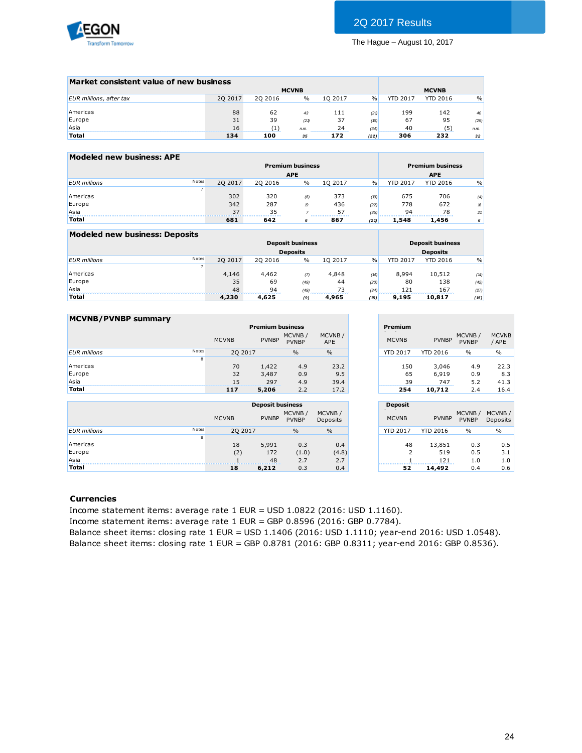## Market consistent value of new business

| EUR millions, after tax | MCVNB | | | | | MCVNB | | |
|---|---|---|---|---|---|---|---|---|
| | 2Q 2017 | 2Q 2016 | % | 1Q 2017 | % | YTD 2017 | YTD 2016 | % |
| Americas | 88 | 62 | 43 | 111 | (21) | 199 | 142 | 40 |
| Europe | 31 | 39 | (21) | 37 | (16) | 67 | 95 | (29) |
| Asia | 16 | (1) | n.m. | 24 | (34) | 40 | (5) | n.m. |
| **Total** | **134** | **100** | **35** | **172** | **(22)** | **306** | **232** | **32** |

## Modeled new business: APE

| EUR millions | Notes | Premium business APE | | | | | Premium business APE | | |
|---|---|---|---|---|---|---|---|---|---|
| | | 2Q 2017 | 2Q 2016 | % | 1Q 2017 | % | YTD 2017 | YTD 2016 | % |
| | 7 | | | | | | | | |
| Americas | | 302 | 320 | (6) | 373 | (19) | 675 | 706 | (4) |
| Europe | | 342 | 287 | 19 | 436 | (22) | 778 | 672 | 16 |
| Asia | | 37 | 35 | 7 | 57 | (35) | 94 | 78 | 21 |
| **Total** | | **681** | **642** | **6** | **867** | **(21)** | **1,548** | **1,456** | **6** |

## Modeled new business: Deposits

| EUR millions | Notes | Deposit business Deposits | | | | | Deposit business Deposits | | |
|---|---|---|---|---|---|---|---|---|---|
| | | 2Q 2017 | 2Q 2016 | % | 1Q 2017 | % | YTD 2017 | YTD 2016 | % |
| | 7 | | | | | | | | |
| Americas | | 4,146 | 4,462 | (7) | 4,848 | (14) | 8,994 | 10,512 | (14) |
| Europe | | 35 | 69 | (49) | 44 | (20) | 80 | 138 | (42) |
| Asia | | 48 | 94 | (49) | 73 | (34) | 121 | 167 | (27) |
| **Total** | | **4,230** | **4,625** | **(9)** | **4,965** | **(15)** | **9,195** | **10,817** | **(15)** |

## MCVNB/PVNBP summary

| EUR millions | Notes | Premium business MCVNB | PVNBP | MCVNB / PVNBP | MCVNB / APE | Premium MCVNB | PVNBP | MCVNB / PVNBP | MCVNB / APE |
|---|---|---|---|---|---|---|---|---|---|
| | | 2Q 2017 | | % | % | YTD 2017 | YTD 2016 | % | % |
| | 8 | | | | | | | | |
| Americas | | 70 | 1,422 | 4.9 | 23.2 | 150 | 3,046 | 4.9 | 22.3 |
| Europe | | 32 | 3,487 | 0.9 | 9.5 | 65 | 6,919 | 0.9 | 8.3 |
| Asia | | 15 | 297 | 4.9 | 39.4 | 39 | 747 | 5.2 | 41.3 |
| **Total** | | **117** | **5,206** | 2.2 | 17.2 | **254** | **10,712** | 2.4 | 16.4 |

| EUR millions | Notes | Deposit business MCVNB | PVNBP | MCVNB / PVNBP | MCVNB / Deposits | Deposit MCVNB | PVNBP | MCVNB / PVNBP | MCVNB / Deposits |
|---|---|---|---|---|---|---|---|---|---|
| | | 2Q 2017 | | % | % | YTD 2017 | YTD 2016 | % | % |
| | 8 | | | | | | | | |
| Americas | | 18 | 5,991 | 0.3 | 0.4 | 48 | 13,851 | 0.3 | 0.5 |
| Europe | | (2) | 172 | (1.0) | (4.8) | 2 | 519 | 0.5 | 3.1 |
| Asia | | 1 | 48 | 2.7 | 2.7 | 1 | 121 | 1.0 | 1.0 |
| **Total** | | **18** | **6,212** | 0.3 | 0.4 | **52** | **14,492** | 0.4 | 0.6 |

**Currencies**

Income statement items: average rate 1 EUR = USD 1.0822 (2016: USD 1.1160).
Income statement items: average rate 1 EUR = GBP 0.8596 (2016: GBP 0.7784).
Balance sheet items: closing rate 1 EUR = USD 1.1406 (2016: USD 1.1110; year-end 2016: USD 1.0548).
Balance sheet items: closing rate 1 EUR = GBP 0.8781 (2016: GBP 0.8311; year-end 2016: GBP 0.8536).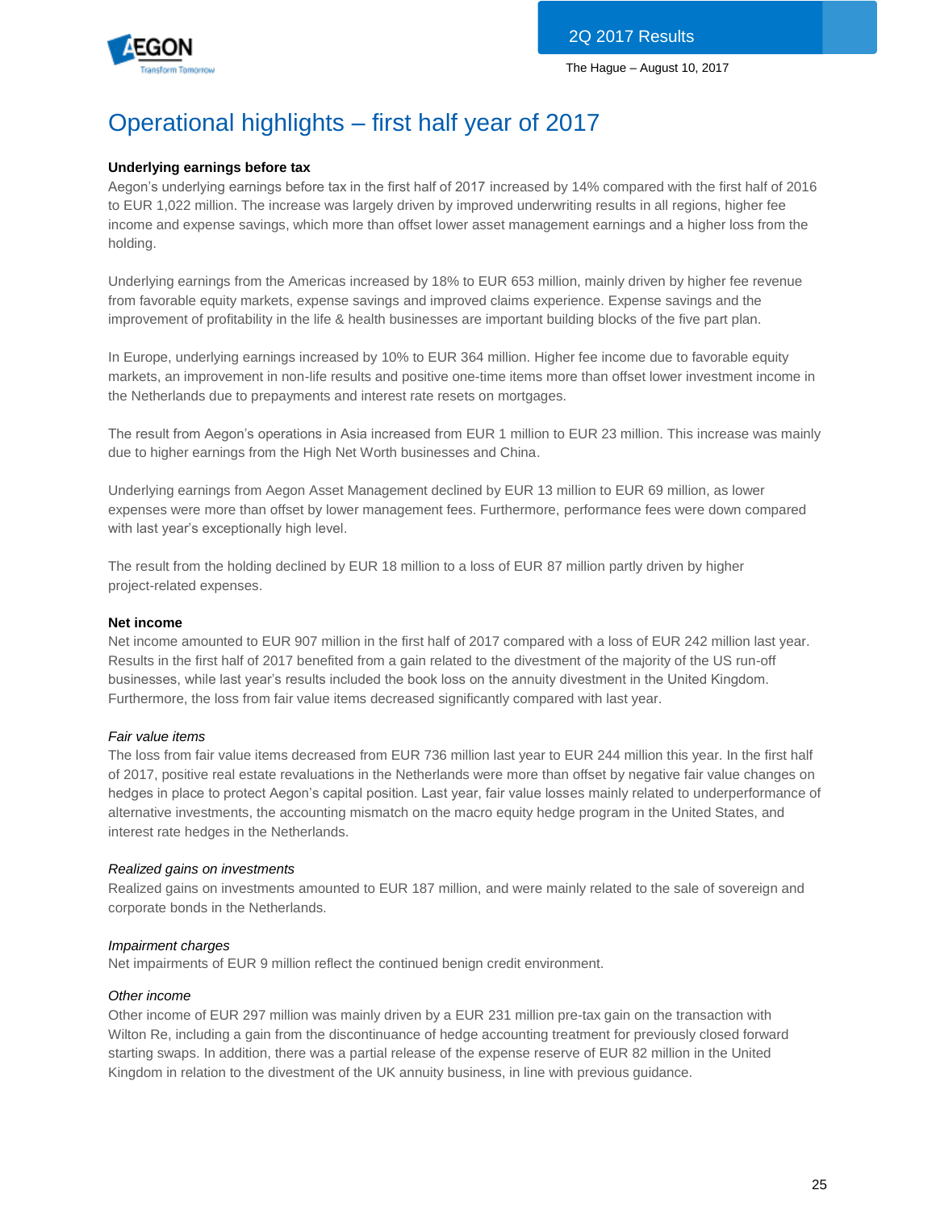# Operational highlights – first half year of 2017

**Underlying earnings before tax**

Aegon's underlying earnings before tax in the first half of 2017 increased by 14% compared with the first half of 2016 to EUR 1,022 million. The increase was largely driven by improved underwriting results in all regions, higher fee income and expense savings, which more than offset lower asset management earnings and a higher loss from the holding.

Underlying earnings from the Americas increased by 18% to EUR 653 million, mainly driven by higher fee revenue from favorable equity markets, expense savings and improved claims experience. Expense savings and the improvement of profitability in the life & health businesses are important building blocks of the five part plan.

In Europe, underlying earnings increased by 10% to EUR 364 million. Higher fee income due to favorable equity markets, an improvement in non-life results and positive one-time items more than offset lower investment income in the Netherlands due to prepayments and interest rate resets on mortgages.

The result from Aegon's operations in Asia increased from EUR 1 million to EUR 23 million. This increase was mainly due to higher earnings from the High Net Worth businesses and China.

Underlying earnings from Aegon Asset Management declined by EUR 13 million to EUR 69 million, as lower expenses were more than offset by lower management fees. Furthermore, performance fees were down compared with last year's exceptionally high level.

The result from the holding declined by EUR 18 million to a loss of EUR 87 million partly driven by higher project-related expenses.

**Net income**

Net income amounted to EUR 907 million in the first half of 2017 compared with a loss of EUR 242 million last year. Results in the first half of 2017 benefited from a gain related to the divestment of the majority of the US run-off businesses, while last year's results included the book loss on the annuity divestment in the United Kingdom. Furthermore, the loss from fair value items decreased significantly compared with last year.

*Fair value items*

The loss from fair value items decreased from EUR 736 million last year to EUR 244 million this year. In the first half of 2017, positive real estate revaluations in the Netherlands were more than offset by negative fair value changes on hedges in place to protect Aegon's capital position. Last year, fair value losses mainly related to underperformance of alternative investments, the accounting mismatch on the macro equity hedge program in the United States, and interest rate hedges in the Netherlands.

*Realized gains on investments*

Realized gains on investments amounted to EUR 187 million, and were mainly related to the sale of sovereign and corporate bonds in the Netherlands.

*Impairment charges*

Net impairments of EUR 9 million reflect the continued benign credit environment.

*Other income*

Other income of EUR 297 million was mainly driven by a EUR 231 million pre-tax gain on the transaction with Wilton Re, including a gain from the discontinuance of hedge accounting treatment for previously closed forward starting swaps. In addition, there was a partial release of the expense reserve of EUR 82 million in the United Kingdom in relation to the divestment of the UK annuity business, in line with previous guidance.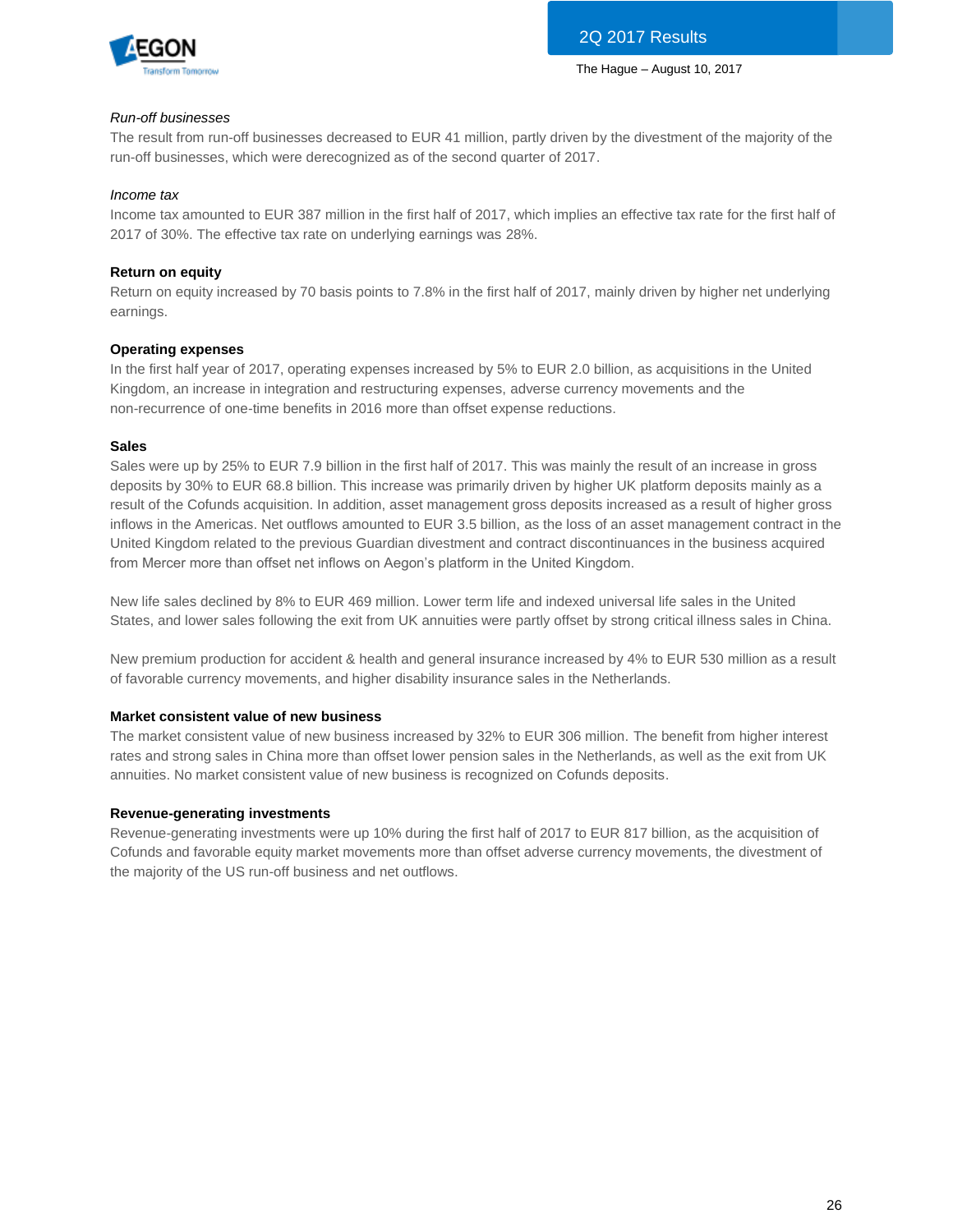*Run-off businesses*

The result from run-off businesses decreased to EUR 41 million, partly driven by the divestment of the majority of the run-off businesses, which were derecognized as of the second quarter of 2017.

*Income tax*

Income tax amounted to EUR 387 million in the first half of 2017, which implies an effective tax rate for the first half of 2017 of 30%. The effective tax rate on underlying earnings was 28%.

**Return on equity**

Return on equity increased by 70 basis points to 7.8% in the first half of 2017, mainly driven by higher net underlying earnings.

**Operating expenses**

In the first half year of 2017, operating expenses increased by 5% to EUR 2.0 billion, as acquisitions in the United Kingdom, an increase in integration and restructuring expenses, adverse currency movements and the non-recurrence of one-time benefits in 2016 more than offset expense reductions.

**Sales**

Sales were up by 25% to EUR 7.9 billion in the first half of 2017. This was mainly the result of an increase in gross deposits by 30% to EUR 68.8 billion. This increase was primarily driven by higher UK platform deposits mainly as a result of the Cofunds acquisition. In addition, asset management gross deposits increased as a result of higher gross inflows in the Americas. Net outflows amounted to EUR 3.5 billion, as the loss of an asset management contract in the United Kingdom related to the previous Guardian divestment and contract discontinuances in the business acquired from Mercer more than offset net inflows on Aegon's platform in the United Kingdom.

New life sales declined by 8% to EUR 469 million. Lower term life and indexed universal life sales in the United States, and lower sales following the exit from UK annuities were partly offset by strong critical illness sales in China.

New premium production for accident & health and general insurance increased by 4% to EUR 530 million as a result of favorable currency movements, and higher disability insurance sales in the Netherlands.

**Market consistent value of new business**

The market consistent value of new business increased by 32% to EUR 306 million. The benefit from higher interest rates and strong sales in China more than offset lower pension sales in the Netherlands, as well as the exit from UK annuities. No market consistent value of new business is recognized on Cofunds deposits.

**Revenue-generating investments**

Revenue-generating investments were up 10% during the first half of 2017 to EUR 817 billion, as the acquisition of Cofunds and favorable equity market movements more than offset adverse currency movements, the divestment of the majority of the US run-off business and net outflows.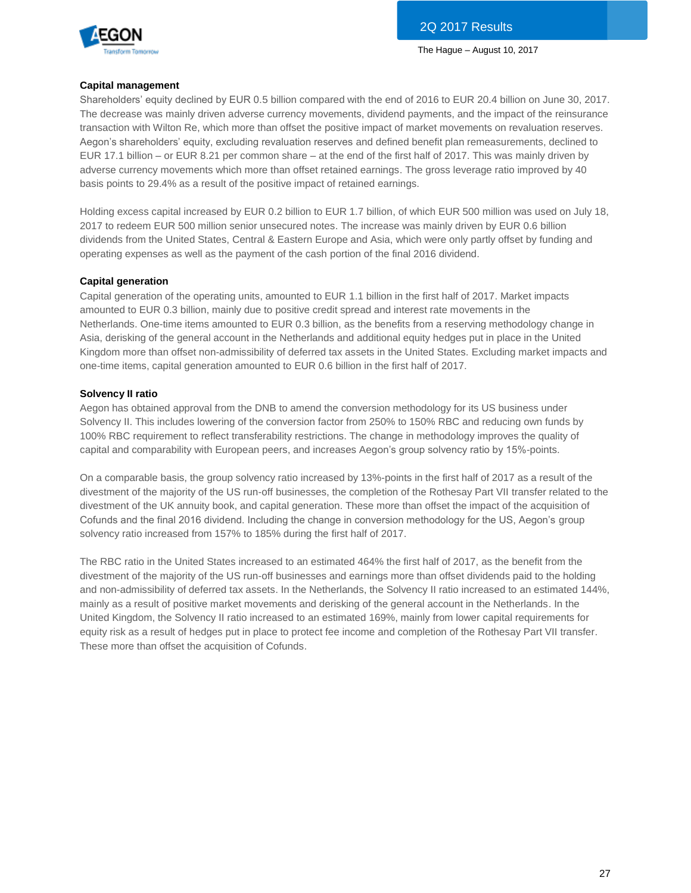### Capital management

Shareholders' equity declined by EUR 0.5 billion compared with the end of 2016 to EUR 20.4 billion on June 30, 2017. The decrease was mainly driven adverse currency movements, dividend payments, and the impact of the reinsurance transaction with Wilton Re, which more than offset the positive impact of market movements on revaluation reserves. Aegon's shareholders' equity, excluding revaluation reserves and defined benefit plan remeasurements, declined to EUR 17.1 billion – or EUR 8.21 per common share – at the end of the first half of 2017. This was mainly driven by adverse currency movements which more than offset retained earnings. The gross leverage ratio improved by 40 basis points to 29.4% as a result of the positive impact of retained earnings.

Holding excess capital increased by EUR 0.2 billion to EUR 1.7 billion, of which EUR 500 million was used on July 18, 2017 to redeem EUR 500 million senior unsecured notes. The increase was mainly driven by EUR 0.6 billion dividends from the United States, Central & Eastern Europe and Asia, which were only partly offset by funding and operating expenses as well as the payment of the cash portion of the final 2016 dividend.

### Capital generation

Capital generation of the operating units, amounted to EUR 1.1 billion in the first half of 2017. Market impacts amounted to EUR 0.3 billion, mainly due to positive credit spread and interest rate movements in the Netherlands. One-time items amounted to EUR 0.3 billion, as the benefits from a reserving methodology change in Asia, derisking of the general account in the Netherlands and additional equity hedges put in place in the United Kingdom more than offset non-admissibility of deferred tax assets in the United States. Excluding market impacts and one-time items, capital generation amounted to EUR 0.6 billion in the first half of 2017.

### Solvency II ratio

Aegon has obtained approval from the DNB to amend the conversion methodology for its US business under Solvency II. This includes lowering of the conversion factor from 250% to 150% RBC and reducing own funds by 100% RBC requirement to reflect transferability restrictions. The change in methodology improves the quality of capital and comparability with European peers, and increases Aegon's group solvency ratio by 15%-points.

On a comparable basis, the group solvency ratio increased by 13%-points in the first half of 2017 as a result of the divestment of the majority of the US run-off businesses, the completion of the Rothesay Part VII transfer related to the divestment of the UK annuity book, and capital generation. These more than offset the impact of the acquisition of Cofunds and the final 2016 dividend. Including the change in conversion methodology for the US, Aegon's group solvency ratio increased from 157% to 185% during the first half of 2017.

The RBC ratio in the United States increased to an estimated 464% the first half of 2017, as the benefit from the divestment of the majority of the US run-off businesses and earnings more than offset dividends paid to the holding and non-admissibility of deferred tax assets. In the Netherlands, the Solvency II ratio increased to an estimated 144%, mainly as a result of positive market movements and derisking of the general account in the Netherlands. In the United Kingdom, the Solvency II ratio increased to an estimated 169%, mainly from lower capital requirements for equity risk as a result of hedges put in place to protect fee income and completion of the Rothesay Part VII transfer. These more than offset the acquisition of Cofunds.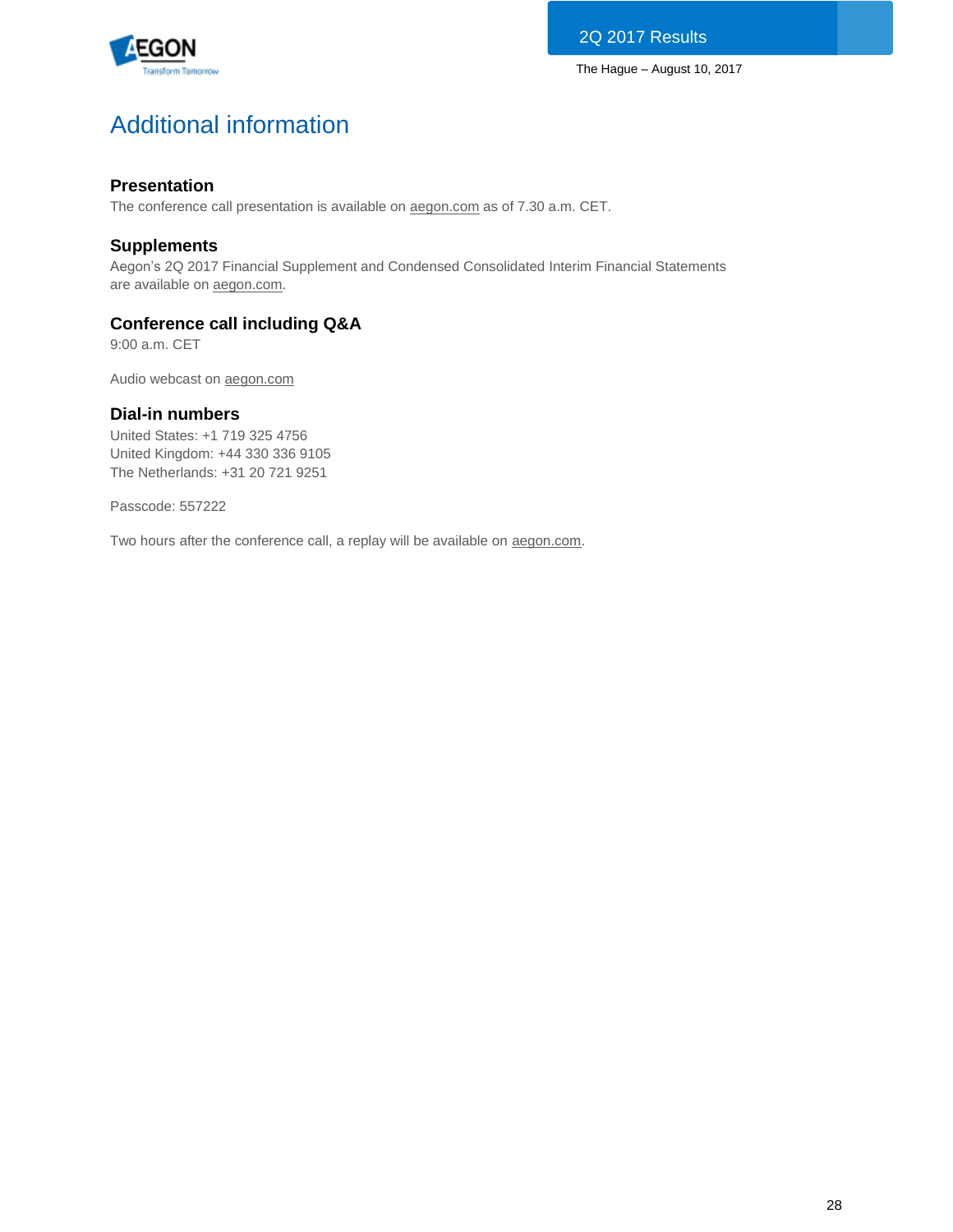# Additional information

## Presentation

The conference call presentation is available on aegon.com as of 7.30 a.m. CET.

## Supplements

Aegon's 2Q 2017 Financial Supplement and Condensed Consolidated Interim Financial Statements are available on aegon.com.

## Conference call including Q&A

9:00 a.m. CET

Audio webcast on aegon.com

## Dial-in numbers

United States: +1 719 325 4756
United Kingdom: +44 330 336 9105
The Netherlands: +31 20 721 9251

Passcode: 557222

Two hours after the conference call, a replay will be available on aegon.com.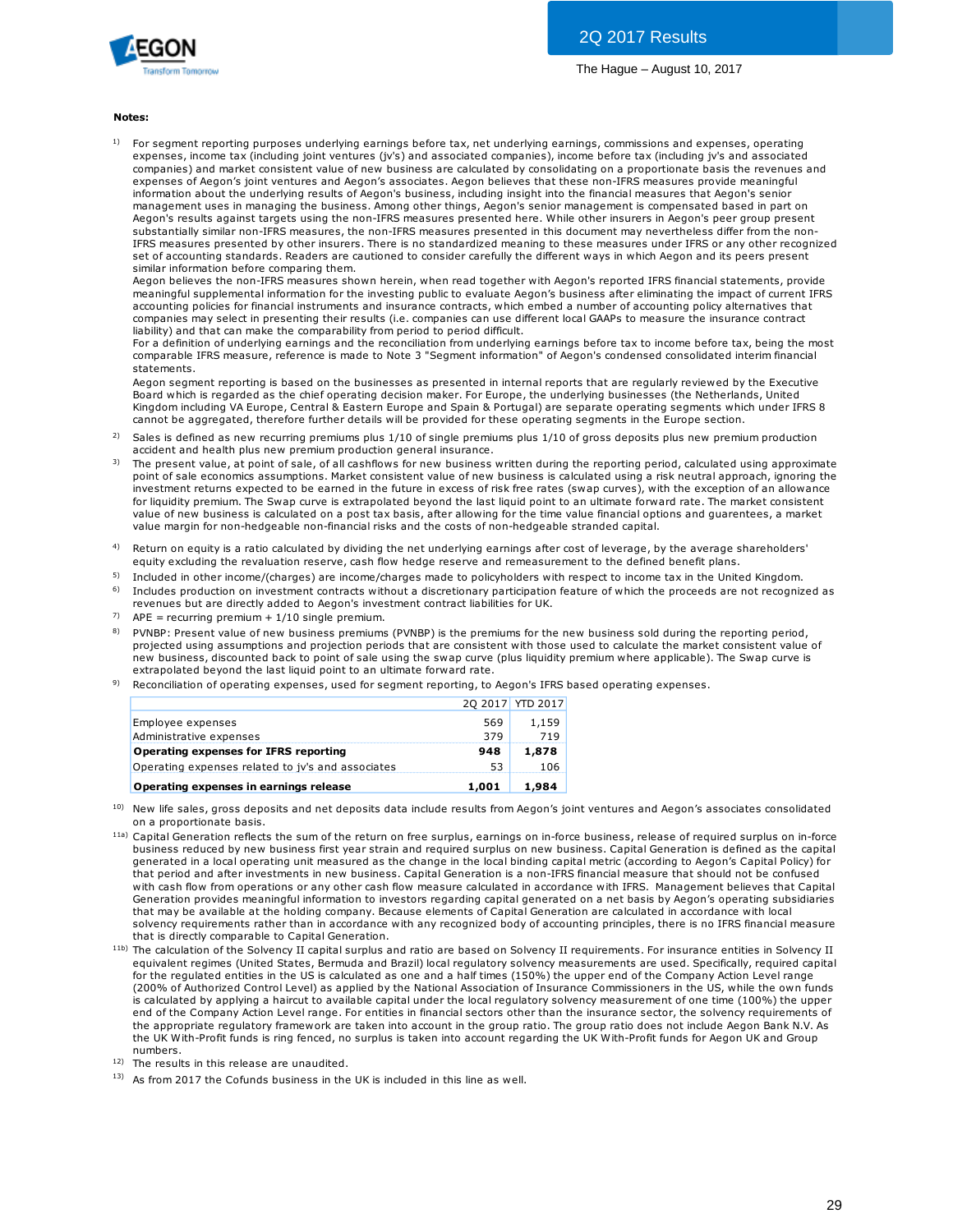**Notes:**

1) For segment reporting purposes underlying earnings before tax, net underlying earnings, commissions and expenses, operating expenses, income tax (including joint ventures (jv's) and associated companies), income before tax (including jv's and associated companies) and market consistent value of new business are calculated by consolidating on a proportionate basis the revenues and expenses of Aegon's joint ventures and Aegon's associates. Aegon believes that these non-IFRS measures provide meaningful information about the underlying results of Aegon's business, including insight into the financial measures that Aegon's senior management uses in managing the business. Among other things, Aegon's senior management is compensated based in part on Aegon's results against targets using the non-IFRS measures presented here. While other insurers in Aegon's peer group present substantially similar non-IFRS measures, the non-IFRS measures presented in this document may nevertheless differ from the non-IFRS measures presented by other insurers. There is no standardized meaning to these measures under IFRS or any other recognized set of accounting standards. Readers are cautioned to consider carefully the different ways in which Aegon and its peers present similar information before comparing them.
Aegon believes the non-IFRS measures shown herein, when read together with Aegon's reported IFRS financial statements, provide meaningful supplemental information for the investing public to evaluate Aegon's business after eliminating the impact of current IFRS accounting policies for financial instruments and insurance contracts, which embed a number of accounting policy alternatives that companies may select in presenting their results (i.e. companies can use different local GAAPs to measure the insurance contract liability) and that can make the comparability from period to period difficult.
For a definition of underlying earnings and the reconciliation from underlying earnings before tax to income before tax, being the most comparable IFRS measure, reference is made to Note 3 "Segment information" of Aegon's condensed consolidated interim financial statements.
Aegon segment reporting is based on the businesses as presented in internal reports that are regularly reviewed by the Executive Board which is regarded as the chief operating decision maker. For Europe, the underlying businesses (the Netherlands, United Kingdom including VA Europe, Central & Eastern Europe and Spain & Portugal) are separate operating segments which under IFRS 8 cannot be aggregated, therefore further details will be provided for these operating segments in the Europe section.

2) Sales is defined as new recurring premiums plus 1/10 of single premiums plus 1/10 of gross deposits plus new premium production accident and health plus new premium production general insurance.

3) The present value, at point of sale, of all cashflows for new business written during the reporting period, calculated using approximate point of sale economics assumptions. Market consistent value of new business is calculated using a risk neutral approach, ignoring the investment returns expected to be earned in the future in excess of risk free rates (swap curves), with the exception of an allowance for liquidity premium. The Swap curve is extrapolated beyond the last liquid point to an ultimate forward rate. The market consistent value of new business is calculated on a post tax basis, after allowing for the time value financial options and guarentees, a market value margin for non-hedgeable non-financial risks and the costs of non-hedgeable stranded capital.

4) Return on equity is a ratio calculated by dividing the net underlying earnings after cost of leverage, by the average shareholders' equity excluding the revaluation reserve, cash flow hedge reserve and remeasurement to the defined benefit plans.

5) Included in other income/(charges) are income/charges made to policyholders with respect to income tax in the United Kingdom.

6) Includes production on investment contracts without a discretionary participation feature of which the proceeds are not recognized as revenues but are directly added to Aegon's investment contract liabilities for UK.

7) APE = recurring premium + 1/10 single premium.

8) PVNBP: Present value of new business premiums (PVNBP) is the premiums for the new business sold during the reporting period, projected using assumptions and projection periods that are consistent with those used to calculate the market consistent value of new business, discounted back to point of sale using the swap curve (plus liquidity premium where applicable). The Swap curve is extrapolated beyond the last liquid point to an ultimate forward rate.

9) Reconciliation of operating expenses, used for segment reporting, to Aegon's IFRS based operating expenses.

| | 2Q 2017 | YTD 2017 |
|---|---|---|
| Employee expenses | 569 | 1,159 |
| Administrative expenses | 379 | 719 |
| **Operating expenses for IFRS reporting** | **948** | **1,878** |
| Operating expenses related to jv's and associates | 53 | 106 |
| **Operating expenses in earnings release** | **1,001** | **1,984** |

10) New life sales, gross deposits and net deposits data include results from Aegon's joint ventures and Aegon's associates consolidated on a proportionate basis.

11a) Capital Generation reflects the sum of the return on free surplus, earnings on in-force business, release of required surplus on in-force business reduced by new business first year strain and required surplus on new business. Capital Generation is defined as the capital generated in a local operating unit measured as the change in the local binding capital metric (according to Aegon's Capital Policy) for that period and after investments in new business. Capital Generation is a non-IFRS financial measure that should not be confused with cash flow from operations or any other cash flow measure calculated in accordance with IFRS. Management believes that Capital Generation provides meaningful information to investors regarding capital generated on a net basis by Aegon's operating subsidiaries that may be available at the holding company. Because elements of Capital Generation are calculated in accordance with local solvency requirements rather than in accordance with any recognized body of accounting principles, there is no IFRS financial measure that is directly comparable to Capital Generation.

11b) The calculation of the Solvency II capital surplus and ratio are based on Solvency II requirements. For insurance entities in Solvency II equivalent regimes (United States, Bermuda and Brazil) local regulatory solvency measurements are used. Specifically, required capital for the regulated entities in the US is calculated as one and a half times (150%) the upper end of the Company Action Level range (200% of Authorized Control Level) as applied by the National Association of Insurance Commissioners in the US, while the own funds is calculated by applying a haircut to available capital under the local regulatory solvency measurement of one time (100%) the upper end of the Company Action Level range. For entities in financial sectors other than the insurance sector, the solvency requirements of the appropriate regulatory framework are taken into account in the group ratio. The group ratio does not include Aegon Bank N.V. As the UK With-Profit funds is ring fenced, no surplus is taken into account regarding the UK With-Profit funds for Aegon UK and Group numbers.

12) The results in this release are unaudited.

13) As from 2017 the Cofunds business in the UK is included in this line as well.